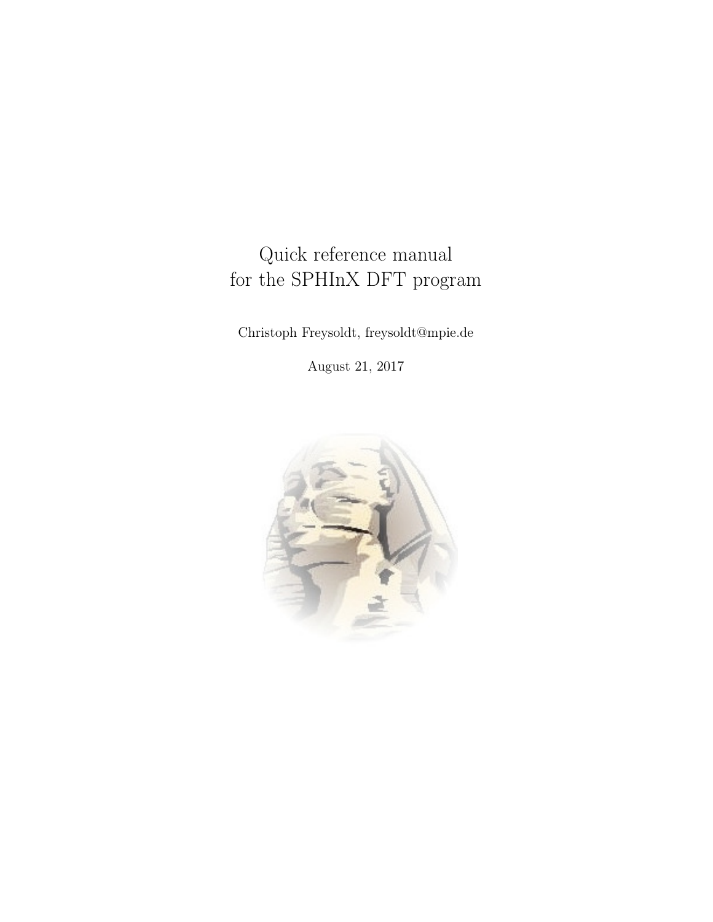# Quick reference manual for the SPHInX DFT program

Christoph Freysoldt, freysoldt@mpie.de

August 21, 2017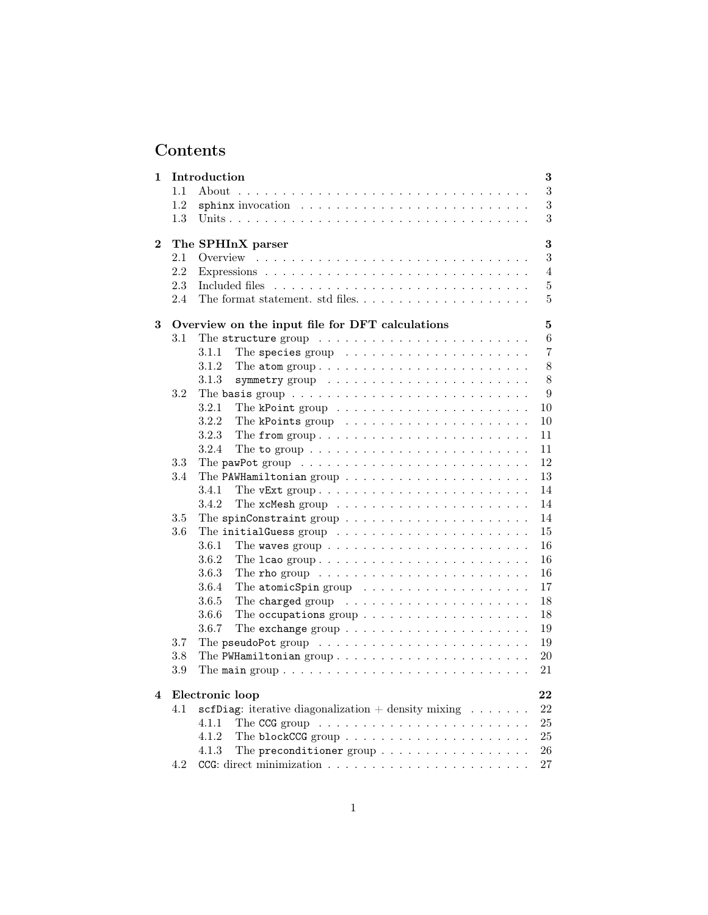# Contents

**1 Introduction** **3**
- 1.1 About . . . . . . . . . . . . . . . . . . . . . . . . . . . . . . . . 3
- 1.2 `sphinx` invocation . . . . . . . . . . . . . . . . . . . . . . . . . 3
- 1.3 Units . . . . . . . . . . . . . . . . . . . . . . . . . . . . . . . . 3

**2 The SPHInX parser** **3**
- 2.1 Overview . . . . . . . . . . . . . . . . . . . . . . . . . . . . . . 3
- 2.2 Expressions . . . . . . . . . . . . . . . . . . . . . . . . . . . . . 4
- 2.3 Included files . . . . . . . . . . . . . . . . . . . . . . . . . . . . 5
- 2.4 The format statement. std files. . . . . . . . . . . . . . . . . . . . 5

**3 Overview on the input file for DFT calculations** **5**
- 3.1 The `structure` group . . . . . . . . . . . . . . . . . . . . . . . 6
  - 3.1.1 The `species` group . . . . . . . . . . . . . . . . . . . . . 7
  - 3.1.2 The `atom` group . . . . . . . . . . . . . . . . . . . . . . . 8
  - 3.1.3 `symmetry` group . . . . . . . . . . . . . . . . . . . . . . 8
- 3.2 The `basis` group . . . . . . . . . . . . . . . . . . . . . . . . . 9
  - 3.2.1 The `kPoint` group . . . . . . . . . . . . . . . . . . . . . 10
  - 3.2.2 The `kPoints` group . . . . . . . . . . . . . . . . . . . . . 10
  - 3.2.3 The `from` group . . . . . . . . . . . . . . . . . . . . . . 11
  - 3.2.4 The `to` group . . . . . . . . . . . . . . . . . . . . . . . . 11
- 3.3 The `pawPot` group . . . . . . . . . . . . . . . . . . . . . . . . 12
- 3.4 The `PAWHamiltonian` group . . . . . . . . . . . . . . . . . . . . 13
  - 3.4.1 The `vExt` group . . . . . . . . . . . . . . . . . . . . . . . 14
  - 3.4.2 The `xcMesh` group . . . . . . . . . . . . . . . . . . . . . 14
- 3.5 The `spinConstraint` group . . . . . . . . . . . . . . . . . . . . 14
- 3.6 The `initialGuess` group . . . . . . . . . . . . . . . . . . . . . 15
  - 3.6.1 The `waves` group . . . . . . . . . . . . . . . . . . . . . . 16
  - 3.6.2 The `lcao` group . . . . . . . . . . . . . . . . . . . . . . . 16
  - 3.6.3 The `rho` group . . . . . . . . . . . . . . . . . . . . . . . 16
  - 3.6.4 The `atomicSpin` group . . . . . . . . . . . . . . . . . . . 17
  - 3.6.5 The `charged` group . . . . . . . . . . . . . . . . . . . . . 18
  - 3.6.6 The `occupations` group . . . . . . . . . . . . . . . . . . . 18
  - 3.6.7 The `exchange` group . . . . . . . . . . . . . . . . . . . . 19
- 3.7 The `pseudoPot` group . . . . . . . . . . . . . . . . . . . . . . . 19
- 3.8 The `PWHamiltonian` group . . . . . . . . . . . . . . . . . . . . 20
- 3.9 The `main` group . . . . . . . . . . . . . . . . . . . . . . . . . . 21

**4 Electronic loop** **22**
- 4.1 `scfDiag`: iterative diagonalization + density mixing . . . . . . . 22
  - 4.1.1 The `CCG` group . . . . . . . . . . . . . . . . . . . . . . . 25
  - 4.1.2 The `blockCCG` group . . . . . . . . . . . . . . . . . . . . 25
  - 4.1.3 The `preconditioner` group . . . . . . . . . . . . . . . . . . 26
- 4.2 `CCG`: direct minimization . . . . . . . . . . . . . . . . . . . . . 27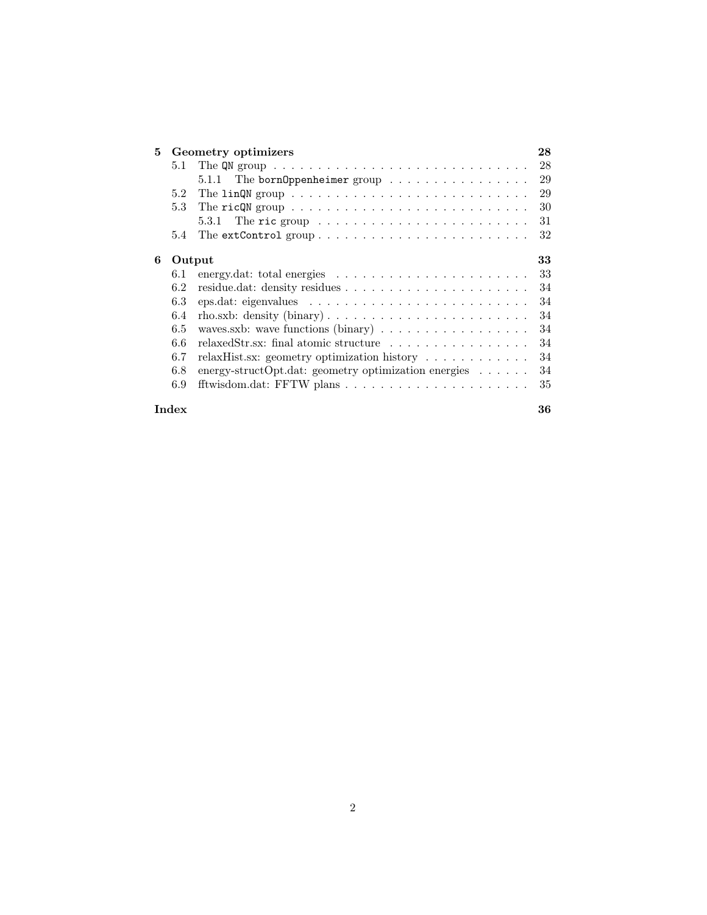**5 Geometry optimizers** **28**

- 5.1 The `QN` group . . . . . . . . . . . . . . . . . . . . . . . . . . . . . 28
  - 5.1.1 The `bornOppenheimer` group . . . . . . . . . . . . . . . . 29
- 5.2 The `linQN` group . . . . . . . . . . . . . . . . . . . . . . . . . . . 29
- 5.3 The `ricQN` group . . . . . . . . . . . . . . . . . . . . . . . . . . . 30
  - 5.3.1 The `ric` group . . . . . . . . . . . . . . . . . . . . . . . . 31
- 5.4 The `extControl` group . . . . . . . . . . . . . . . . . . . . . . . . 32

**6 Output** **33**

- 6.1 energy.dat: total energies . . . . . . . . . . . . . . . . . . . . . . 33
- 6.2 residue.dat: density residues . . . . . . . . . . . . . . . . . . . . . 34
- 6.3 eps.dat: eigenvalues . . . . . . . . . . . . . . . . . . . . . . . . . 34
- 6.4 rho.sxb: density (binary) . . . . . . . . . . . . . . . . . . . . . . . 34
- 6.5 waves.sxb: wave functions (binary) . . . . . . . . . . . . . . . . . 34
- 6.6 relaxedStr.sx: final atomic structure . . . . . . . . . . . . . . . . 34
- 6.7 relaxHist.sx: geometry optimization history . . . . . . . . . . . . 34
- 6.8 energy-structOpt.dat: geometry optimization energies . . . . . . 34
- 6.9 fftwisdom.dat: FFTW plans . . . . . . . . . . . . . . . . . . . . . 35

**Index** **36**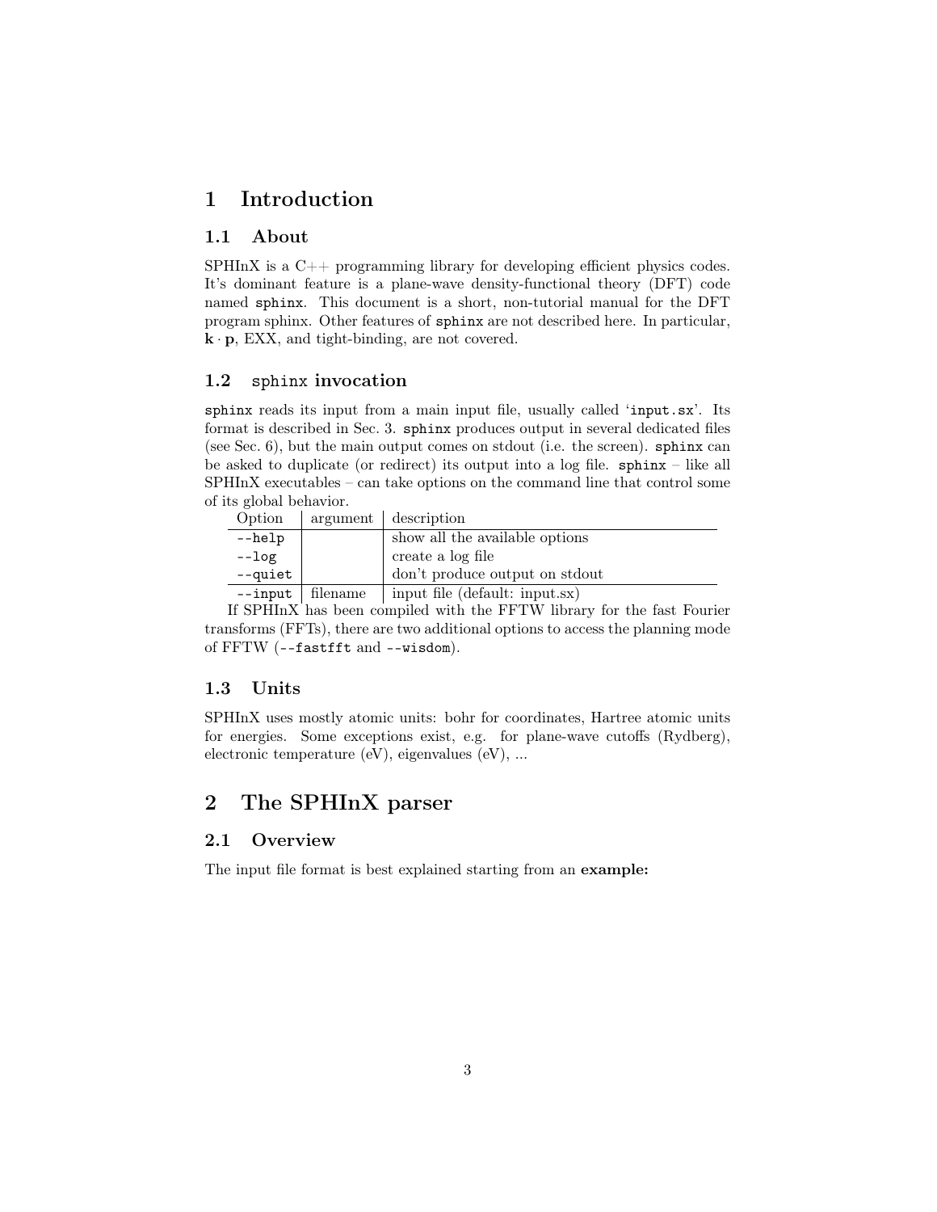# 1 Introduction

## 1.1 About

SPHInX is a C++ programming library for developing efficient physics codes. It's dominant feature is a plane-wave density-functional theory (DFT) code named `sphinx`. This document is a short, non-tutorial manual for the DFT program sphinx. Other features of `sphinx` are not described here. In particular, $\mathbf{k} \cdot \mathbf{p}$, EXX, and tight-binding, are not covered.

## 1.2 `sphinx` invocation

`sphinx` reads its input from a main input file, usually called '`input.sx`'. Its format is described in Sec. 3. `sphinx` produces output in several dedicated files (see Sec. 6), but the main output comes on stdout (i.e. the screen). `sphinx` can be asked to duplicate (or redirect) its output into a log file. `sphinx` – like all SPHInX executables – can take options on the command line that control some of its global behavior.

| Option | argument | description |
|---|---|---|
| `--help` | | show all the available options |
| `--log` | | create a log file |
| `--quiet` | | don't produce output on stdout |
| `--input` | filename | input file (default: input.sx) |

If SPHInX has been compiled with the FFTW library for the fast Fourier transforms (FFTs), there are two additional options to access the planning mode of FFTW (`--fastfft` and `--wisdom`).

## 1.3 Units

SPHInX uses mostly atomic units: bohr for coordinates, Hartree atomic units for energies. Some exceptions exist, e.g. for plane-wave cutoffs (Rydberg), electronic temperature (eV), eigenvalues (eV), ...

# 2 The SPHInX parser

## 2.1 Overview

The input file format is best explained starting from an **example:**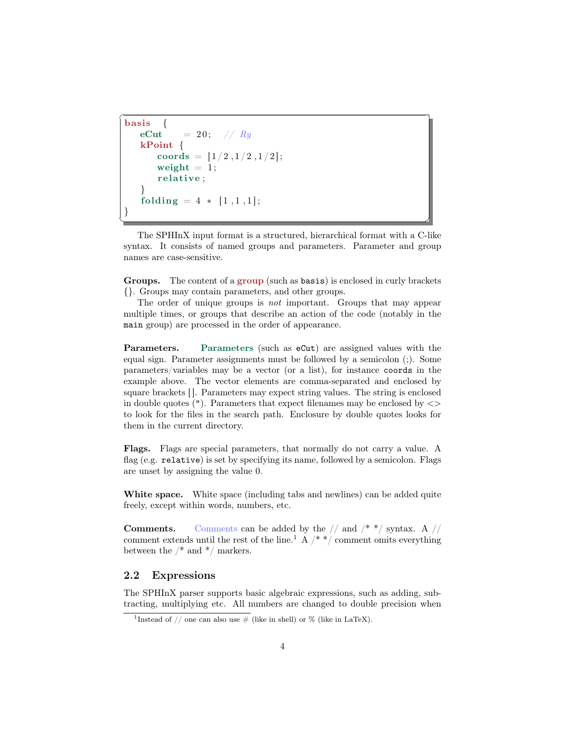```
basis  {
   eCut     = 20;   // Ry
   kPoint {
      coords = [1/2,1/2,1/2];
      weight = 1;
      relative;
   }
   folding = 4 * [1,1,1];
}
```

The SPHInX input format is a structured, hierarchical format with a C-like syntax. It consists of named groups and parameters. Parameter and group names are case-sensitive.

**Groups.** The content of a **group** (such as `basis`) is enclosed in curly brackets {}. Groups may contain parameters, and other groups.

The order of unique groups is *not* important. Groups that may appear multiple times, or groups that describe an action of the code (notably in the `main` group) are processed in the order of appearance.

**Parameters.** **Parameters** (such as `eCut`) are assigned values with the equal sign. Parameter assignments must be followed by a semicolon (;). Some parameters/variables may be a vector (or a list), for instance `coords` in the example above. The vector elements are comma-separated and enclosed by square brackets []. Parameters may expect string values. The string is enclosed in double quotes ("). Parameters that expect filenames may be enclosed by <> to look for the files in the search path. Enclosure by double quotes looks for them in the current directory.

**Flags.** Flags are special parameters, that normally do not carry a value. A flag (e.g. `relative`) is set by specifying its name, followed by a semicolon. Flags are unset by assigning the value 0.

**White space.** White space (including tabs and newlines) can be added quite freely, except within words, numbers, etc.

**Comments.** Comments can be added by the // and /* */ syntax. A // comment extends until the rest of the line.[1] A /* */ comment omits everything between the /* and */ markers.

## 2.2 Expressions

The SPHInX parser supports basic algebraic expressions, such as adding, subtracting, multiplying etc. All numbers are changed to double precision when

[1] Instead of // one can also use # (like in shell) or % (like in LaTeX).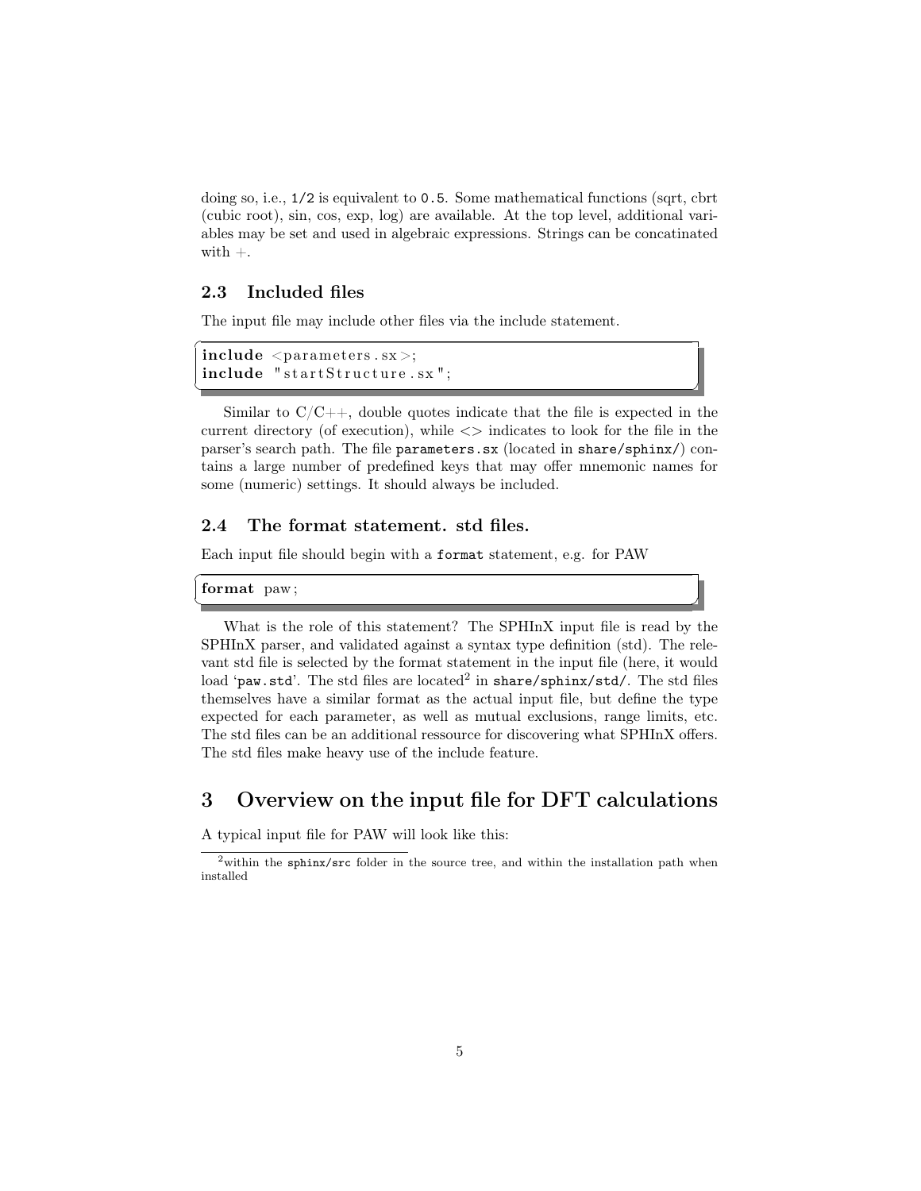doing so, i.e., `1/2` is equivalent to `0.5`. Some mathematical functions (sqrt, cbrt (cubic root), sin, cos, exp, log) are available. At the top level, additional variables may be set and used in algebraic expressions. Strings can be concatinated with +.

### 2.3 Included files

The input file may include other files via the include statement.

```
include <parameters.sx>;
include "startStructure.sx";
```

Similar to C/C++, double quotes indicate that the file is expected in the current directory (of execution), while <> indicates to look for the file in the parser's search path. The file `parameters.sx` (located in `share/sphinx/`) contains a large number of predefined keys that may offer mnemonic names for some (numeric) settings. It should always be included.

### 2.4 The format statement. std files.

Each input file should begin with a `format` statement, e.g. for PAW

```
format paw;
```

What is the role of this statement? The SPHInX input file is read by the SPHInX parser, and validated against a syntax type definition (std). The relevant std file is selected by the format statement in the input file (here, it would load '`paw.std`'. The std files are located[2] in `share/sphinx/std/`. The std files themselves have a similar format as the actual input file, but define the type expected for each parameter, as well as mutual exclusions, range limits, etc. The std files can be an additional ressource for discovering what SPHInX offers. The std files make heavy use of the include feature.

## 3 Overview on the input file for DFT calculations

A typical input file for PAW will look like this:

[2] within the `sphinx/src` folder in the source tree, and within the installation path when installed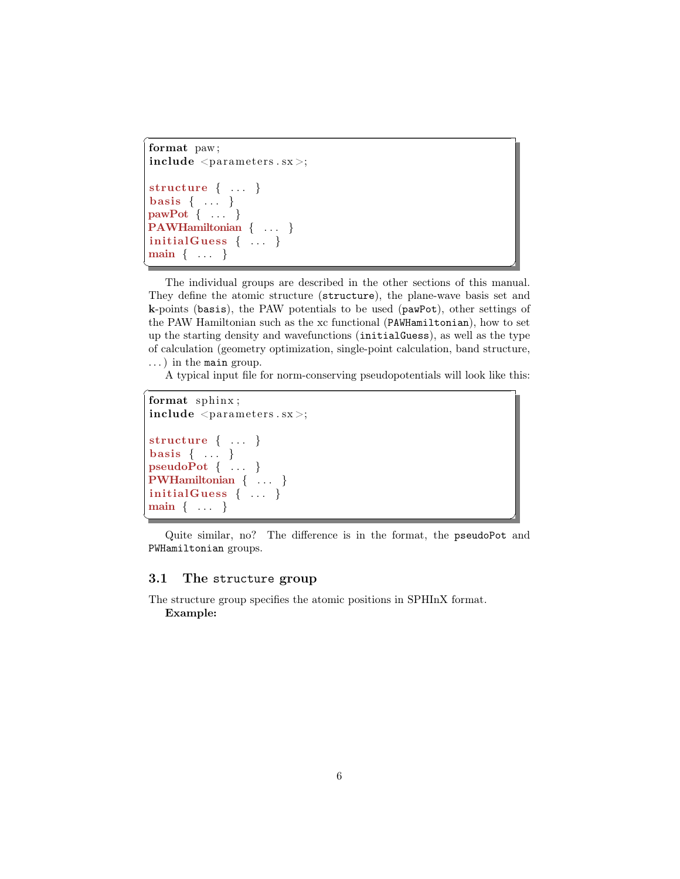```
format paw;
include <parameters.sx>;

structure { ... }
basis { ... }
pawPot { ... }
PAWHamiltonian { ... }
initialGuess { ... }
main { ... }
```

The individual groups are described in the other sections of this manual. They define the atomic structure (`structure`), the plane-wave basis set and **k**-points (`basis`), the PAW potentials to be used (`pawPot`), other settings of the PAW Hamiltonian such as the xc functional (`PAWHamiltonian`), how to set up the starting density and wavefunctions (`initialGuess`), as well as the type of calculation (geometry optimization, single-point calculation, band structure, ...) in the `main` group.

A typical input file for norm-conserving pseudopotentials will look like this:

```
format sphinx;
include <parameters.sx>;

structure { ... }
basis { ... }
pseudoPot { ... }
PWHamiltonian { ... }
initialGuess { ... }
main { ... }
```

Quite similar, no? The difference is in the format, the `pseudoPot` and `PWHamiltonian` groups.

## 3.1 The `structure` group

The structure group specifies the atomic positions in SPHInX format.

**Example:**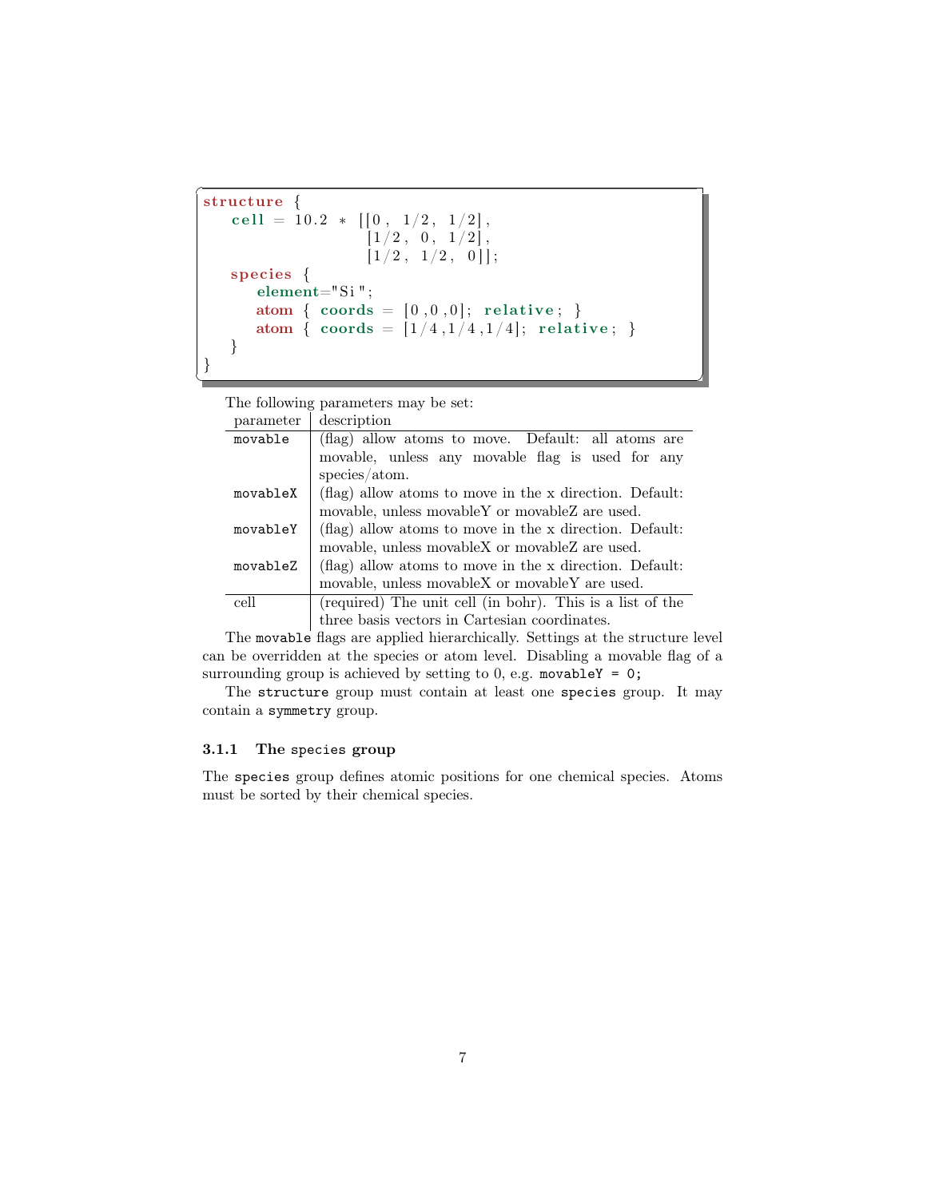```
structure {
   cell = 10.2 * [[0, 1/2, 1/2],
                  [1/2, 0, 1/2],
                  [1/2, 1/2, 0]];
   species {
      element="Si";
      atom { coords = [0,0,0]; relative; }
      atom { coords = [1/4,1/4,1/4]; relative; }
   }
}
```

The following parameters may be set:

| parameter | description |
|---|---|
| `movable` | (flag) allow atoms to move. Default: all atoms are movable, unless any movable flag is used for any species/atom. |
| `movableX` | (flag) allow atoms to move in the x direction. Default: movable, unless movableY or movableZ are used. |
| `movableY` | (flag) allow atoms to move in the x direction. Default: movable, unless movableX or movableZ are used. |
| `movableZ` | (flag) allow atoms to move in the x direction. Default: movable, unless movableX or movableY are used. |
| cell | (required) The unit cell (in bohr). This is a list of the three basis vectors in Cartesian coordinates. |

The `movable` flags are applied hierarchically. Settings at the structure level can be overridden at the species or atom level. Disabling a movable flag of a surrounding group is achieved by setting to 0, e.g. `movableY = 0;`

The `structure` group must contain at least one `species` group. It may contain a `symmetry` group.

### 3.1.1 The `species` group

The `species` group defines atomic positions for one chemical species. Atoms must be sorted by their chemical species.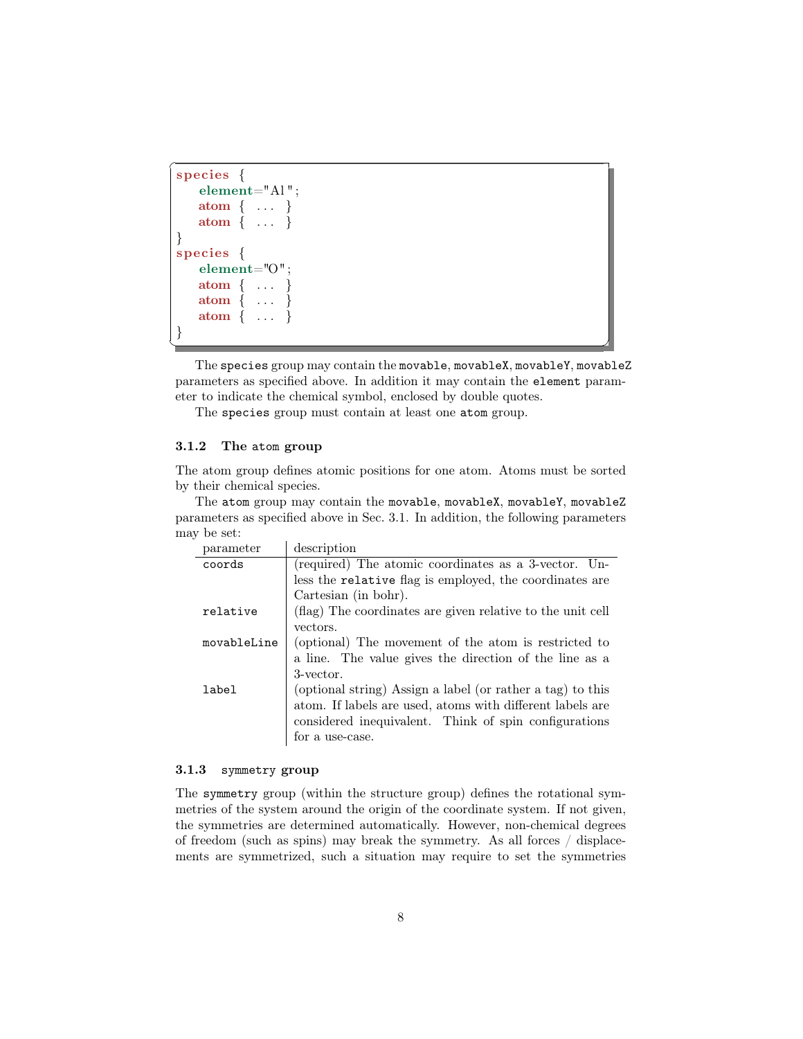```
species {
   element="Al";
   atom { ... }
   atom { ... }
}
species {
   element="O";
   atom { ... }
   atom { ... }
   atom { ... }
}
```

The `species` group may contain the `movable`, `movableX`, `movableY`, `movableZ` parameters as specified above. In addition it may contain the `element` parameter to indicate the chemical symbol, enclosed by double quotes.

The `species` group must contain at least one `atom` group.

### 3.1.2 The `atom` group

The atom group defines atomic positions for one atom. Atoms must be sorted by their chemical species.

The `atom` group may contain the `movable`, `movableX`, `movableY`, `movableZ` parameters as specified above in Sec. 3.1. In addition, the following parameters may be set:

| parameter | description |
|---|---|
| `coords` | (required) The atomic coordinates as a 3-vector. Unless the `relative` flag is employed, the coordinates are Cartesian (in bohr). |
| `relative` | (flag) The coordinates are given relative to the unit cell vectors. |
| `movableLine` | (optional) The movement of the atom is restricted to a line. The value gives the direction of the line as a 3-vector. |
| `label` | (optional string) Assign a label (or rather a tag) to this atom. If labels are used, atoms with different labels are considered inequivalent. Think of spin configurations for a use-case. |

### 3.1.3 `symmetry` group

The `symmetry` group (within the structure group) defines the rotational symmetries of the system around the origin of the coordinate system. If not given, the symmetries are determined automatically. However, non-chemical degrees of freedom (such as spins) may break the symmetry. As all forces / displacements are symmetrized, such a situation may require to set the symmetries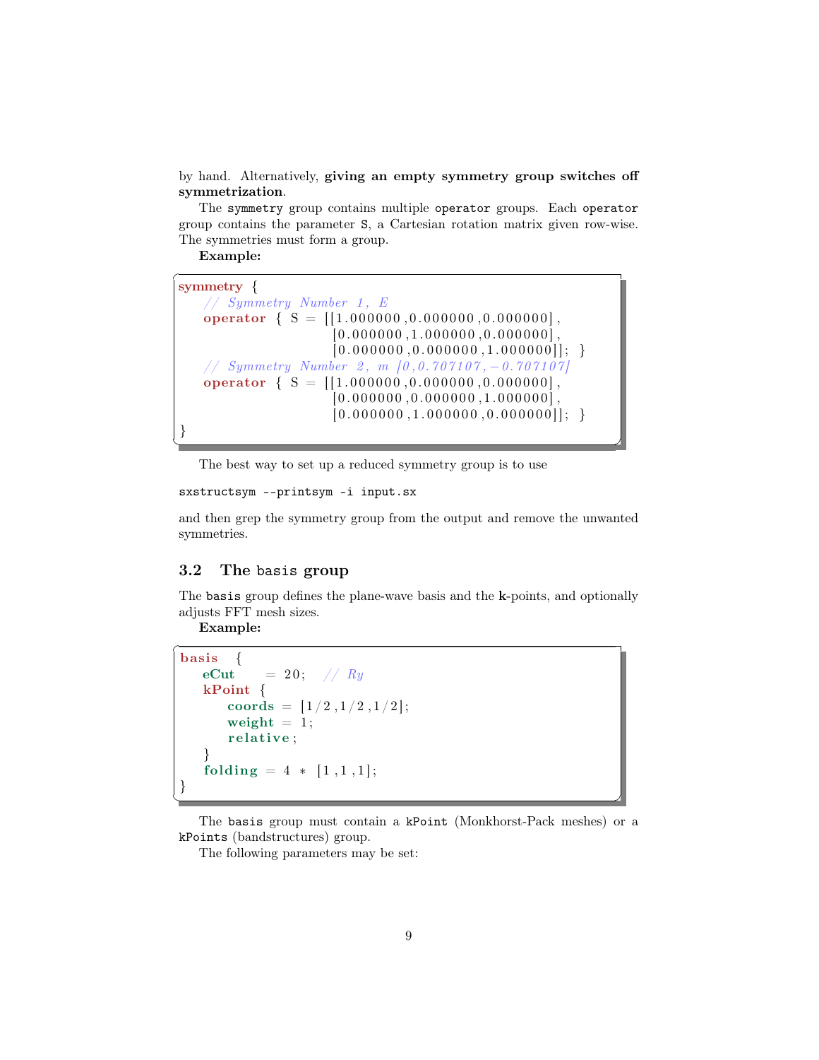by hand. Alternatively, **giving an empty symmetry group switches off symmetrization**.

The `symmetry` group contains multiple `operator` groups. Each `operator` group contains the parameter `S`, a Cartesian rotation matrix given row-wise. The symmetries must form a group.

**Example:**

```
symmetry {
   // Symmetry Number 1, E
   operator { S = [[1.000000,0.000000,0.000000],
                   [0.000000,1.000000,0.000000],
                   [0.000000,0.000000,1.000000]]; }
   // Symmetry Number 2, m [0,0.707107,-0.707107]
   operator { S = [[1.000000,0.000000,0.000000],
                   [0.000000,0.000000,1.000000],
                   [0.000000,1.000000,0.000000]]; }
}
```

The best way to set up a reduced symmetry group is to use

```
sxstructsym --printsym -i input.sx
```

and then grep the symmetry group from the output and remove the unwanted symmetries.

### 3.2 The `basis` group

The `basis` group defines the plane-wave basis and the **k**-points, and optionally adjusts FFT mesh sizes.

**Example:**

```
basis  {
   eCut    = 20;  // Ry
   kPoint {
      coords = [1/2,1/2,1/2];
      weight = 1;
      relative;
   }
   folding = 4 * [1,1,1];
}
```

The `basis` group must contain a `kPoint` (Monkhorst-Pack meshes) or a `kPoints` (bandstructures) group.

The following parameters may be set: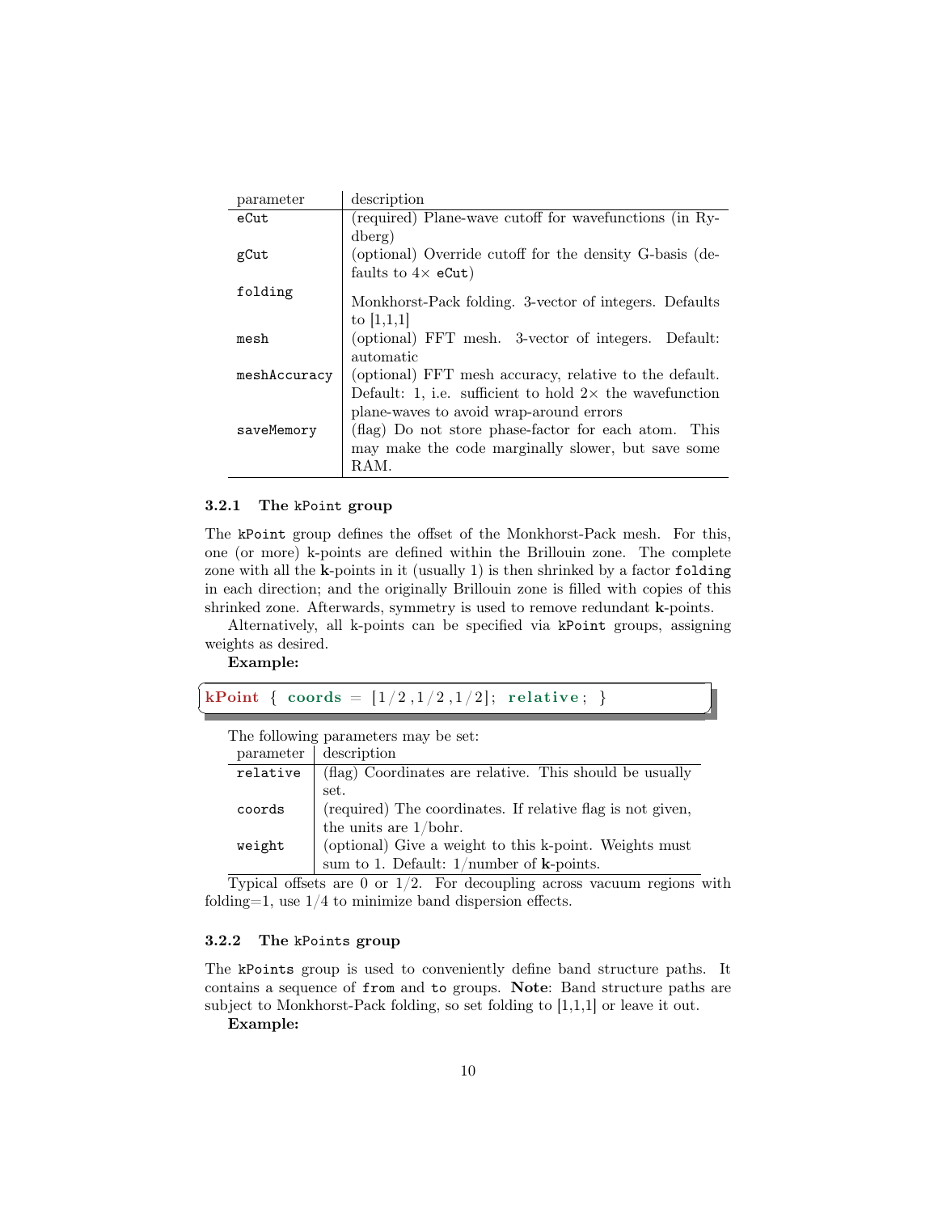| parameter | description |
|---|---|
| `eCut` | (required) Plane-wave cutoff for wavefunctions (in Rydberg) |
| `gCut` | (optional) Override cutoff for the density G-basis (defaults to 4× `eCut`) |
| `folding` | Monkhorst-Pack folding. 3-vector of integers. Defaults to [1,1,1] |
| `mesh` | (optional) FFT mesh. 3-vector of integers. Default: automatic |
| `meshAccuracy` | (optional) FFT mesh accuracy, relative to the default. Default: 1, i.e. sufficient to hold 2× the wavefunction plane-waves to avoid wrap-around errors |
| `saveMemory` | (flag) Do not store phase-factor for each atom. This may make the code marginally slower, but save some RAM. |

### 3.2.1 The `kPoint` group

The `kPoint` group defines the offset of the Monkhorst-Pack mesh. For this, one (or more) k-points are defined within the Brillouin zone. The complete zone with all the **k**-points in it (usually 1) is then shrinked by a factor `folding` in each direction; and the originally Brillouin zone is filled with copies of this shrinked zone. Afterwards, symmetry is used to remove redundant **k**-points.

Alternatively, all k-points can be specified via `kPoint` groups, assigning weights as desired.

**Example:**

```
kPoint { coords = [1/2,1/2,1/2]; relative; }
```

The following parameters may be set:

| parameter | description |
|---|---|
| `relative` | (flag) Coordinates are relative. This should be usually set. |
| `coords` | (required) The coordinates. If relative flag is not given, the units are 1/bohr. |
| `weight` | (optional) Give a weight to this k-point. Weights must sum to 1. Default: 1/number of **k**-points. |

Typical offsets are 0 or 1/2. For decoupling across vacuum regions with folding=1, use 1/4 to minimize band dispersion effects.

### 3.2.2 The `kPoints` group

The `kPoints` group is used to conveniently define band structure paths. It contains a sequence of `from` and `to` groups. **Note**: Band structure paths are subject to Monkhorst-Pack folding, so set folding to [1,1,1] or leave it out.

**Example:**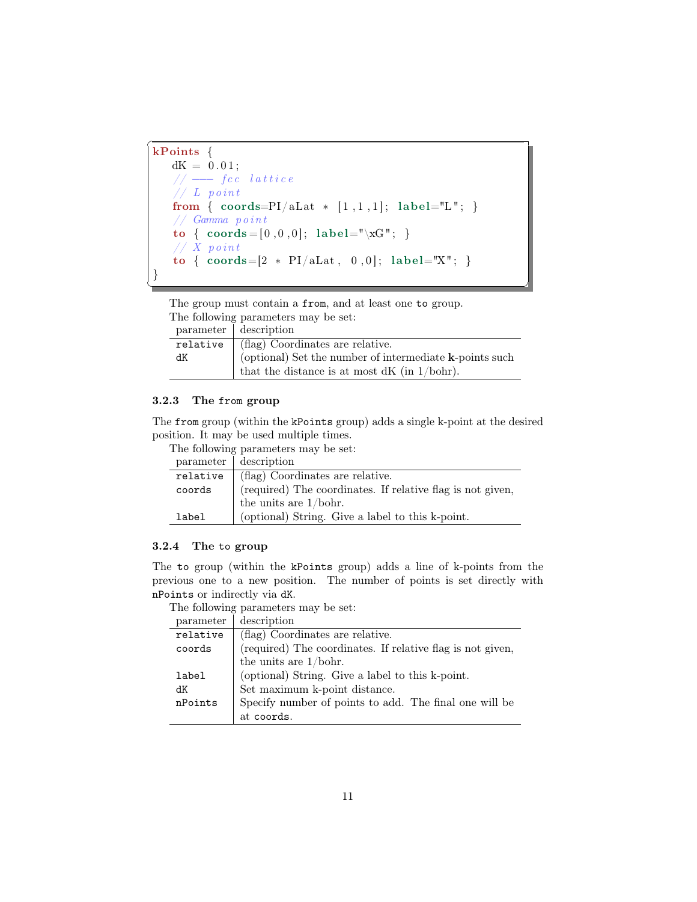```
kPoints {
    dK = 0.01;
    // --- fcc lattice
    // L point
    from { coords=PI/aLat * [1,1,1]; label="L"; }
    // Gamma point
    to { coords=[0,0,0]; label="\xG"; }
    // X point
    to { coords=[2 * PI/aLat, 0,0]; label="X"; }
}
```

The group must contain a `from`, and at least one `to` group.

The following parameters may be set:

| parameter | description |
|---|---|
| `relative` | (flag) Coordinates are relative. |
| `dK` | (optional) Set the number of intermediate **k**-points such that the distance is at most dK (in 1/bohr). |

### 3.2.3 The `from` group

The `from` group (within the `kPoints` group) adds a single k-point at the desired position. It may be used multiple times.

The following parameters may be set:

| parameter | description |
|---|---|
| `relative` | (flag) Coordinates are relative. |
| `coords` | (required) The coordinates. If relative flag is not given, the units are 1/bohr. |
| `label` | (optional) String. Give a label to this k-point. |

### 3.2.4 The `to` group

The `to` group (within the `kPoints` group) adds a line of k-points from the previous one to a new position. The number of points is set directly with `nPoints` or indirectly via `dK`.

The following parameters may be set:

| parameter | description |
|---|---|
| `relative` | (flag) Coordinates are relative. |
| `coords` | (required) The coordinates. If relative flag is not given, the units are 1/bohr. |
| `label` | (optional) String. Give a label to this k-point. |
| `dK` | Set maximum k-point distance. |
| `nPoints` | Specify number of points to add. The final one will be at `coords`. |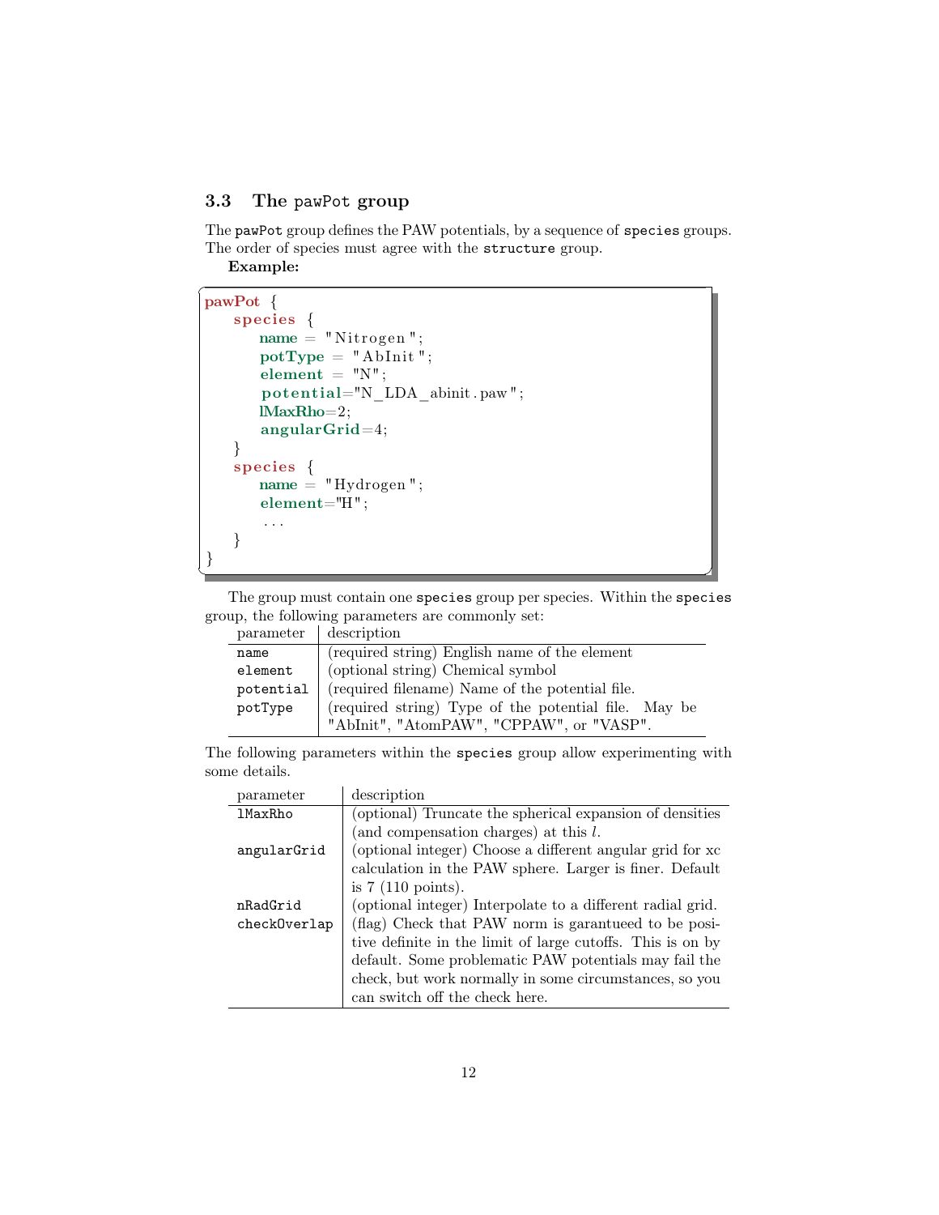### 3.3 The `pawPot` group

The `pawPot` group defines the PAW potentials, by a sequence of `species` groups. The order of species must agree with the `structure` group.

**Example:**

```
pawPot {
   species {
      name = "Nitrogen";
      potType = "AbInit";
      element = "N";
      potential="N_LDA_abinit.paw";
      lMaxRho=2;
      angularGrid=4;
   }
   species {
      name = "Hydrogen";
      element="H";
      ...
   }
}
```

The group must contain one `species` group per species. Within the `species` group, the following parameters are commonly set:

| parameter | description |
|---|---|
| `name` | (required string) English name of the element |
| `element` | (optional string) Chemical symbol |
| `potential` | (required filename) Name of the potential file. |
| `potType` | (required string) Type of the potential file. May be "AbInit", "AtomPAW", "CPPAW", or "VASP". |

The following parameters within the `species` group allow experimenting with some details.

| parameter | description |
|---|---|
| `lMaxRho` | (optional) Truncate the spherical expansion of densities (and compensation charges) at this $l$. |
| `angularGrid` | (optional integer) Choose a different angular grid for xc calculation in the PAW sphere. Larger is finer. Default is 7 (110 points). |
| `nRadGrid` | (optional integer) Interpolate to a different radial grid. |
| `checkOverlap` | (flag) Check that PAW norm is garantueed to be positive definite in the limit of large cutoffs. This is on by default. Some problematic PAW potentials may fail the check, but work normally in some circumstances, so you can switch off the check here. |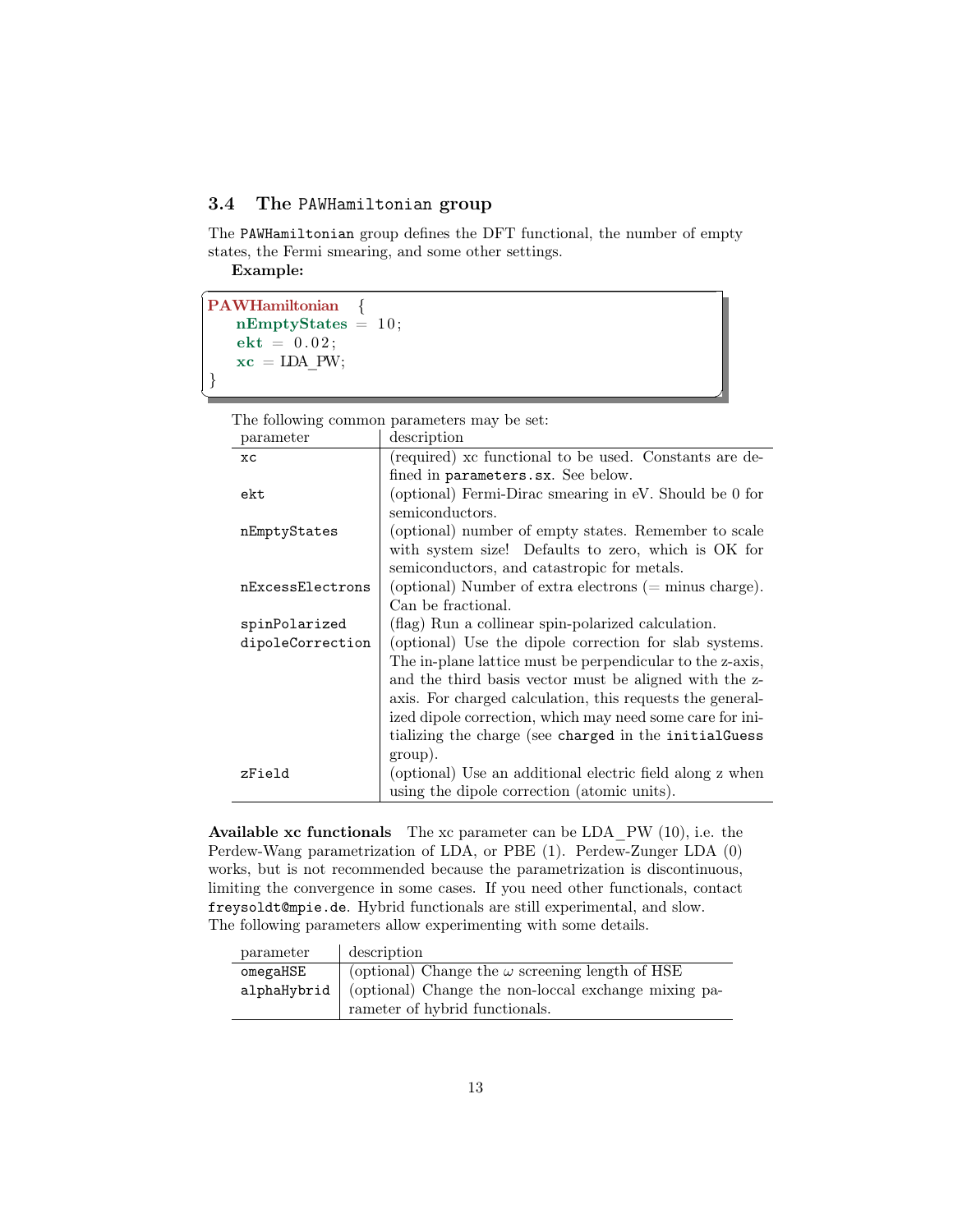### 3.4 The PAWHamiltonian group

The PAWHamiltonian group defines the DFT functional, the number of empty states, the Fermi smearing, and some other settings.

**Example:**

```
PAWHamiltonian  {
   nEmptyStates = 10;
   ekt = 0.02;
   xc = LDA_PW;
}
```

The following common parameters may be set:

| parameter | description |
|---|---|
| xc | (required) xc functional to be used. Constants are defined in parameters.sx. See below. |
| ekt | (optional) Fermi-Dirac smearing in eV. Should be 0 for semiconductors. |
| nEmptyStates | (optional) number of empty states. Remember to scale with system size! Defaults to zero, which is OK for semiconductors, and catastropic for metals. |
| nExcessElectrons | (optional) Number of extra electrons (= minus charge). Can be fractional. |
| spinPolarized | (flag) Run a collinear spin-polarized calculation. |
| dipoleCorrection | (optional) Use the dipole correction for slab systems. The in-plane lattice must be perpendicular to the z-axis, and the third basis vector must be aligned with the z-axis. For charged calculation, this requests the generalized dipole correction, which may need some care for initializing the charge (see charged in the initialGuess group). |
| zField | (optional) Use an additional electric field along z when using the dipole correction (atomic units). |

**Available xc functionals** The xc parameter can be LDA_PW (10), i.e. the Perdew-Wang parametrization of LDA, or PBE (1). Perdew-Zunger LDA (0) works, but is not recommended because the parametrization is discontinuous, limiting the convergence in some cases. If you need other functionals, contact freysoldt@mpie.de. Hybrid functionals are still experimental, and slow. The following parameters allow experimenting with some details.

| parameter | description |
|---|---|
| omegaHSE | (optional) Change the $\omega$ screening length of HSE |
| alphaHybrid | (optional) Change the non-loccal exchange mixing parameter of hybrid functionals. |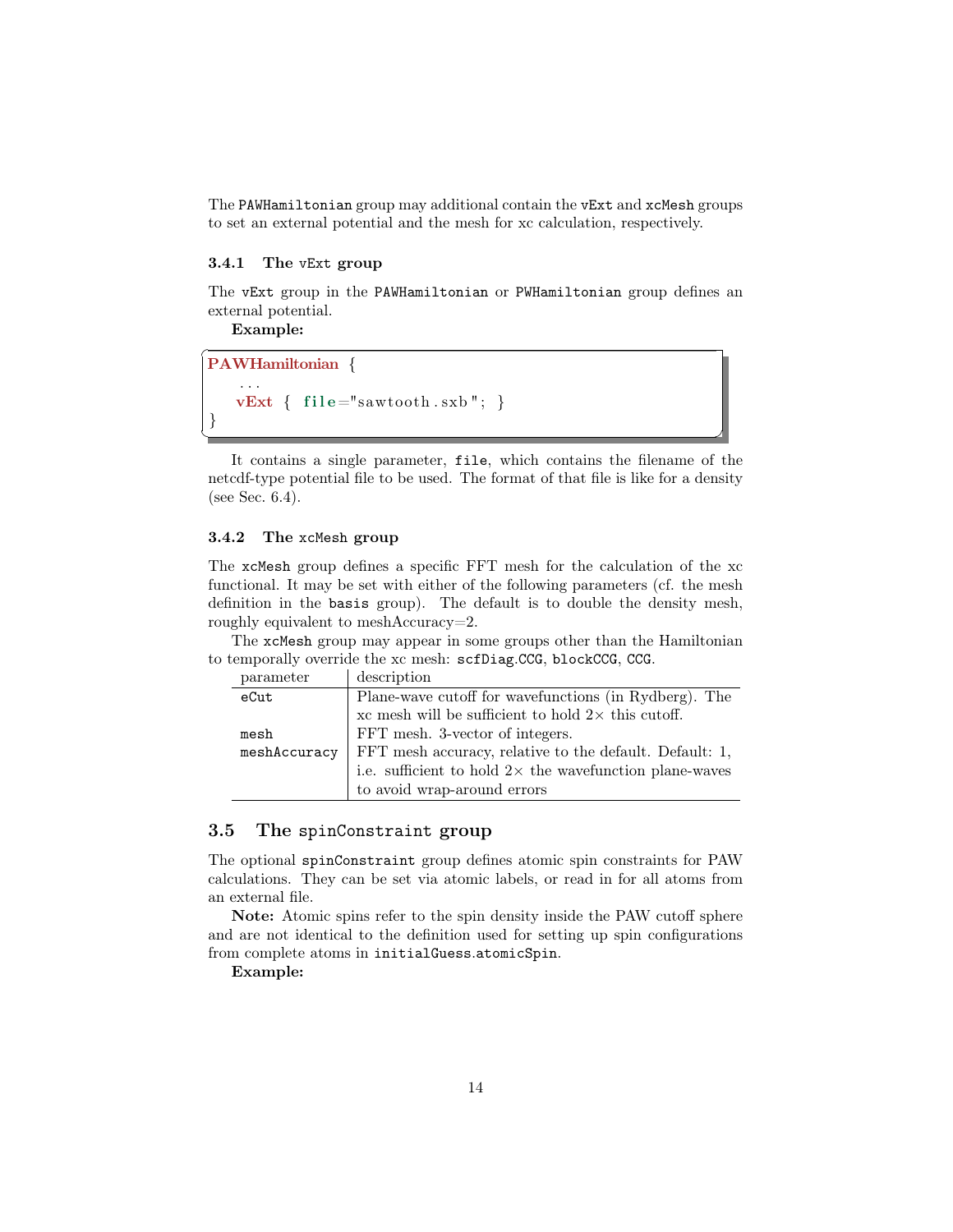The `PAWHamiltonian` group may additional contain the `vExt` and `xcMesh` groups to set an external potential and the mesh for xc calculation, respectively.

#### 3.4.1 The `vExt` group

The `vExt` group in the `PAWHamiltonian` or `PWHamiltonian` group defines an external potential.

**Example:**

```
PAWHamiltonian {
   ...
   vExt { file="sawtooth.sxb"; }
}
```

It contains a single parameter, `file`, which contains the filename of the netcdf-type potential file to be used. The format of that file is like for a density (see Sec. 6.4).

#### 3.4.2 The `xcMesh` group

The `xcMesh` group defines a specific FFT mesh for the calculation of the xc functional. It may be set with either of the following parameters (cf. the mesh definition in the `basis` group). The default is to double the density mesh, roughly equivalent to meshAccuracy=2.

The `xcMesh` group may appear in some groups other than the Hamiltonian to temporally override the xc mesh: `scfDiag.CCG`, `blockCCG`, `CCG`.

| parameter | description |
|---|---|
| `eCut` | Plane-wave cutoff for wavefunctions (in Rydberg). The xc mesh will be sufficient to hold $2\times$ this cutoff. |
| `mesh` | FFT mesh. 3-vector of integers. |
| `meshAccuracy` | FFT mesh accuracy, relative to the default. Default: 1, i.e. sufficient to hold $2\times$ the wavefunction plane-waves to avoid wrap-around errors |

### 3.5 The `spinConstraint` group

The optional `spinConstraint` group defines atomic spin constraints for PAW calculations. They can be set via atomic labels, or read in for all atoms from an external file.

**Note:** Atomic spins refer to the spin density inside the PAW cutoff sphere and are not identical to the definition used for setting up spin configurations from complete atoms in `initialGuess.atomicSpin`.

**Example:**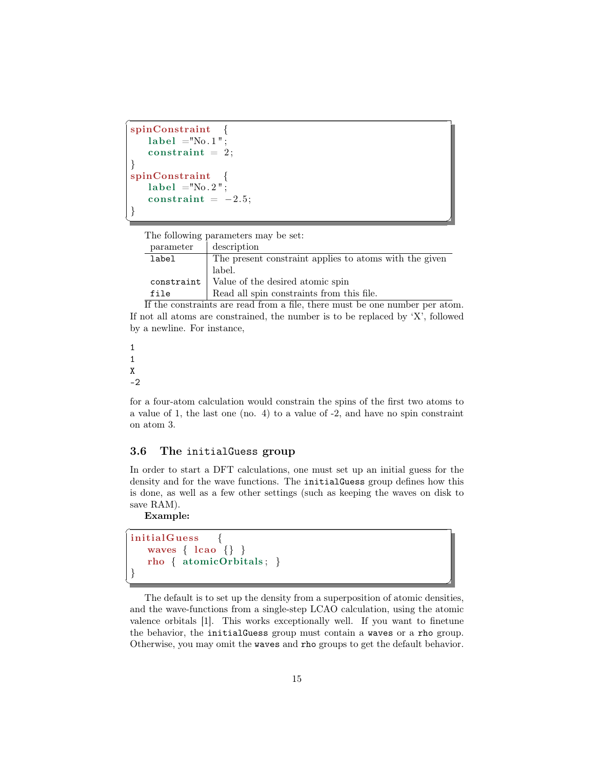```
spinConstraint  {
   label ="No.1";
   constraint = 2;
}
spinConstraint  {
   label ="No.2";
   constraint = -2.5;
}
```

The following parameters may be set:

| parameter | description |
|---|---|
| `label` | The present constraint applies to atoms with the given label. |
| `constraint` | Value of the desired atomic spin |
| `file` | Read all spin constraints from this file. |

If the constraints are read from a file, there must be one number per atom. If not all atoms are constrained, the number is to be replaced by 'X', followed by a newline. For instance,

```
1
1
X
-2
```

for a four-atom calculation would constrain the spins of the first two atoms to a value of 1, the last one (no. 4) to a value of -2, and have no spin constraint on atom 3.

### 3.6 The `initialGuess` group

In order to start a DFT calculations, one must set up an initial guess for the density and for the wave functions. The `initialGuess` group defines how this is done, as well as a few other settings (such as keeping the waves on disk to save RAM).

**Example:**

```
initialGuess  {
   waves { lcao {} }
   rho { atomicOrbitals; }
}
```

The default is to set up the density from a superposition of atomic densities, and the wave-functions from a single-step LCAO calculation, using the atomic valence orbitals [1]. This works exceptionally well. If you want to finetune the behavior, the `initialGuess` group must contain a `waves` or a `rho` group. Otherwise, you may omit the `waves` and `rho` groups to get the default behavior.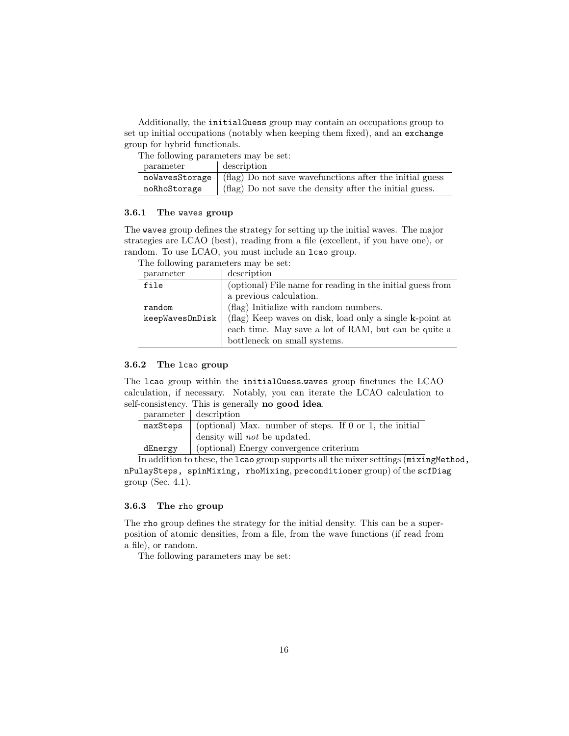Additionally, the `initialGuess` group may contain an occupations group to set up initial occupations (notably when keeping them fixed), and an `exchange` group for hybrid functionals.

The following parameters may be set:

| parameter | description |
| --- | --- |
| `noWavesStorage` | (flag) Do not save wavefunctions after the initial guess |
| `noRhoStorage` | (flag) Do not save the density after the initial guess. |

### 3.6.1 The `waves` group

The `waves` group defines the strategy for setting up the initial waves. The major strategies are LCAO (best), reading from a file (excellent, if you have one), or random. To use LCAO, you must include an `lcao` group.

The following parameters may be set:

| parameter | description |
| --- | --- |
| `file` | (optional) File name for reading in the initial guess from a previous calculation. |
| `random` | (flag) Initialize with random numbers. |
| `keepWavesOnDisk` | (flag) Keep waves on disk, load only a single **k**-point at each time. May save a lot of RAM, but can be quite a bottleneck on small systems. |

### 3.6.2 The `lcao` group

The `lcao` group within the `initialGuess.waves` group finetunes the LCAO calculation, if necessary. Notably, you can iterate the LCAO calculation to self-consistency. This is generally **no good idea**.

| parameter | description |
| --- | --- |
| `maxSteps` | (optional) Max. number of steps. If 0 or 1, the initial density will *not* be updated. |
| `dEnergy` | (optional) Energy convergence criterium |

In addition to these, the `lcao` group supports all the mixer settings (`mixingMethod, nPulaySteps, spinMixing, rhoMixing`, `preconditioner` group) of the `scfDiag` group (Sec. 4.1).

### 3.6.3 The `rho` group

The `rho` group defines the strategy for the initial density. This can be a superposition of atomic densities, from a file, from the wave functions (if read from a file), or random.

The following parameters may be set: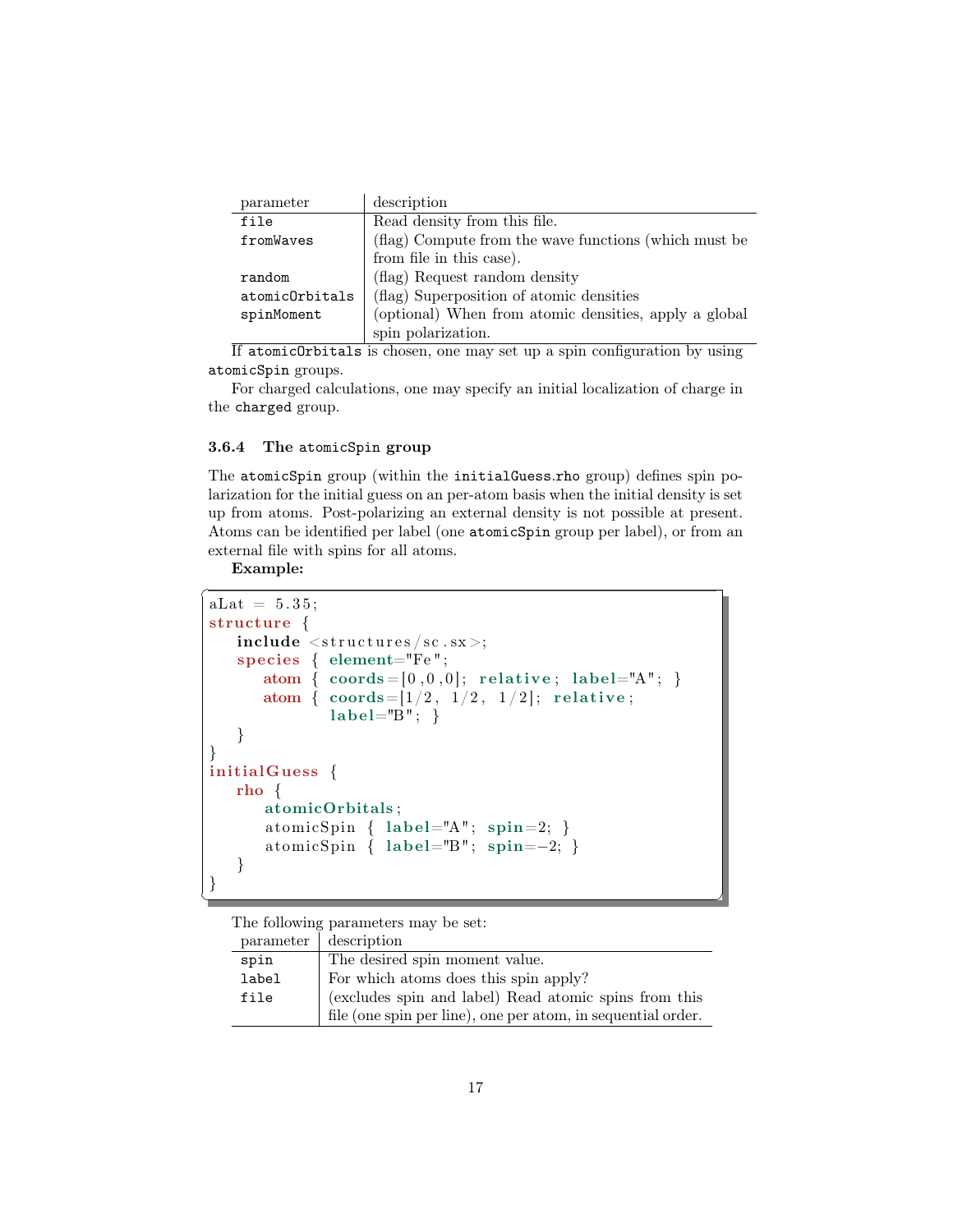| parameter | description |
|---|---|
| `file` | Read density from this file. |
| `fromWaves` | (flag) Compute from the wave functions (which must be from file in this case). |
| `random` | (flag) Request random density |
| `atomicOrbitals` | (flag) Superposition of atomic densities |
| `spinMoment` | (optional) When from atomic densities, apply a global spin polarization. |

If `atomicOrbitals` is chosen, one may set up a spin configuration by using `atomicSpin` groups.

For charged calculations, one may specify an initial localization of charge in the `charged` group.

### 3.6.4 The `atomicSpin` group

The `atomicSpin` group (within the `initialGuess.rho` group) defines spin polarization for the initial guess on an per-atom basis when the initial density is set up from atoms. Post-polarizing an external density is not possible at present. Atoms can be identified per label (one `atomicSpin` group per label), or from an external file with spins for all atoms.

**Example:**

```
aLat = 5.35;
structure {
   include <structures/sc.sx>;
   species { element="Fe";
      atom { coords=[0,0,0]; relative; label="A"; }
      atom { coords=[1/2, 1/2, 1/2]; relative;
             label="B"; }
   }
}
initialGuess {
   rho {
      atomicOrbitals;
      atomicSpin { label="A"; spin=2; }
      atomicSpin { label="B"; spin=-2; }
   }
}
```

The following parameters may be set:

| parameter | description |
|---|---|
| `spin` | The desired spin moment value. |
| `label` | For which atoms does this spin apply? |
| `file` | (excludes spin and label) Read atomic spins from this file (one spin per line), one per atom, in sequential order. |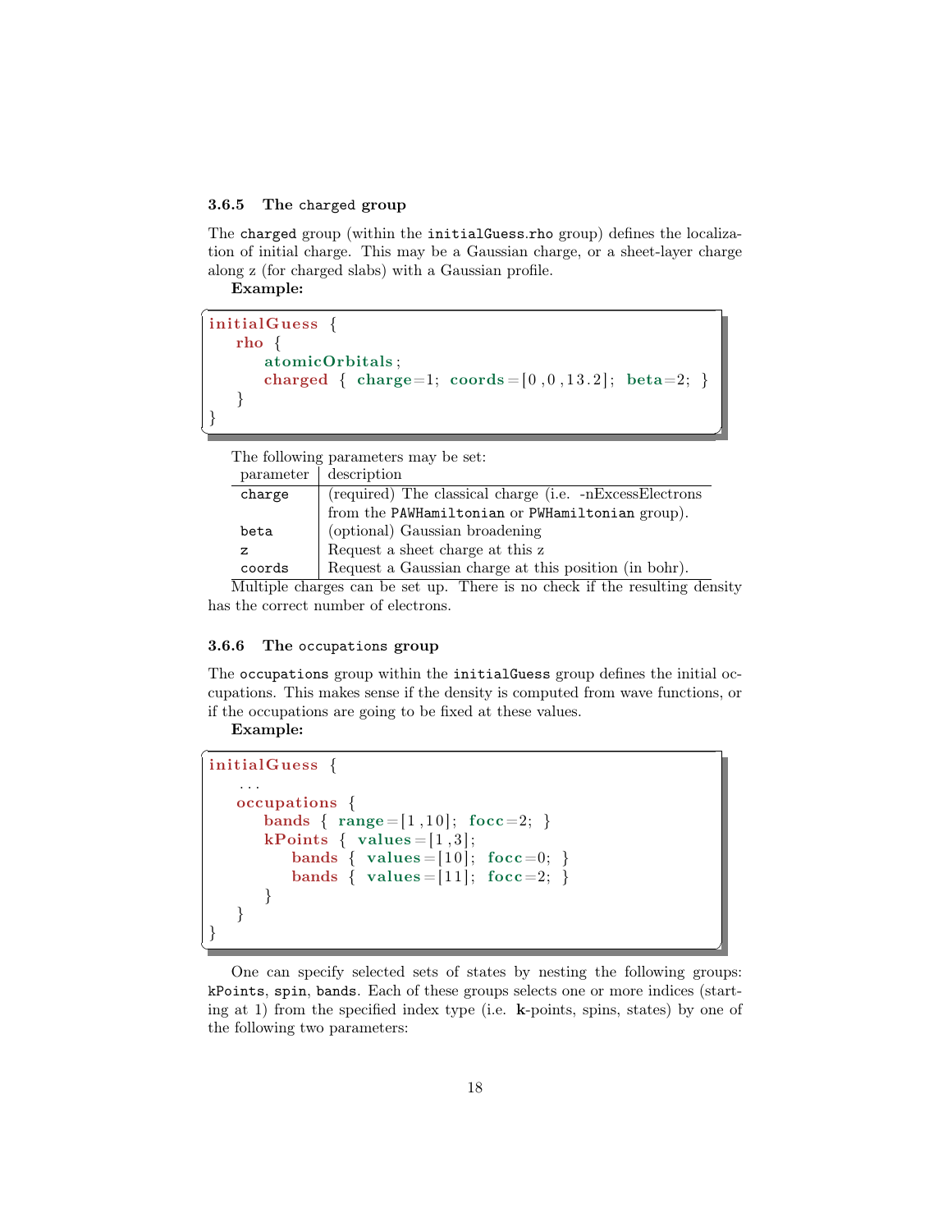### 3.6.5 The `charged` group

The `charged` group (within the `initialGuess.rho` group) defines the localization of initial charge. This may be a Gaussian charge, or a sheet-layer charge along z (for charged slabs) with a Gaussian profile.

**Example:**

```
initialGuess {
   rho {
      atomicOrbitals;
      charged { charge=1; coords=[0,0,13.2]; beta=2; }
   }
}
```

The following parameters may be set:

| parameter | description |
|---|---|
| `charge` | (required) The classical charge (i.e. -nExcessElectrons from the `PAWHamiltonian` or `PWHamiltonian` group). |
| `beta` | (optional) Gaussian broadening |
| `z` | Request a sheet charge at this z |
| `coords` | Request a Gaussian charge at this position (in bohr). |

Multiple charges can be set up. There is no check if the resulting density has the correct number of electrons.

### 3.6.6 The `occupations` group

The `occupations` group within the `initialGuess` group defines the initial occupations. This makes sense if the density is computed from wave functions, or if the occupations are going to be fixed at these values.

**Example:**

```
initialGuess {
   ...
   occupations {
      bands { range=[1,10]; focc=2; }
      kPoints { values=[1,3];
         bands { values=[10]; focc=0; }
         bands { values=[11]; focc=2; }
      }
   }
}
```

One can specify selected sets of states by nesting the following groups: `kPoints`, `spin`, `bands`. Each of these groups selects one or more indices (starting at 1) from the specified index type (i.e. **k**-points, spins, states) by one of the following two parameters: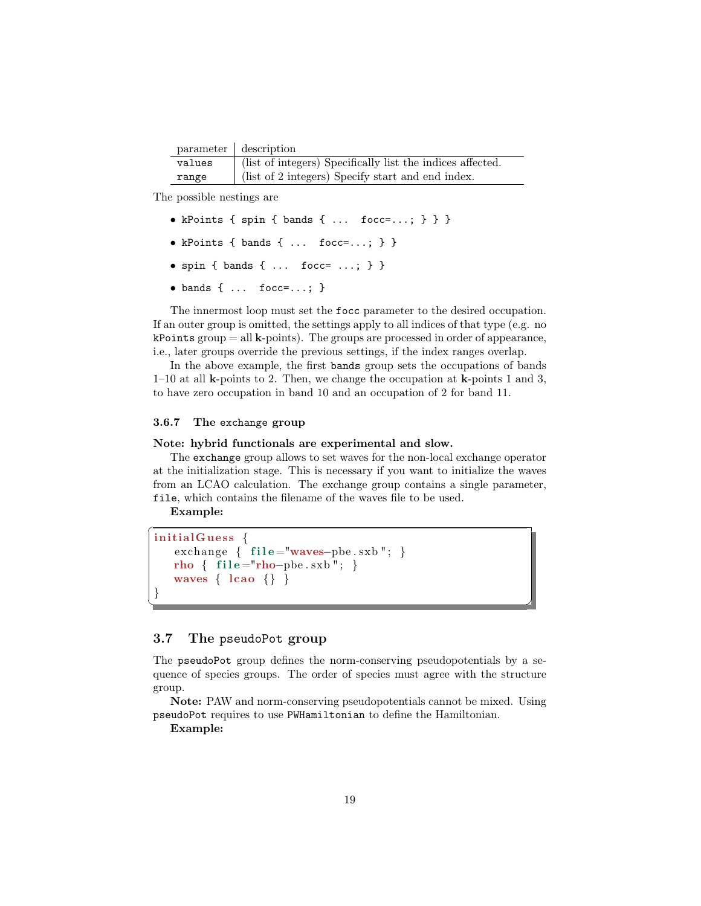| parameter | description |
|---|---|
| `values` | (list of integers) Specifically list the indices affected. |
| `range` | (list of 2 integers) Specify start and end index. |

The possible nestings are

- `kPoints { spin { bands { ... focc=...; } } }`
- `kPoints { bands { ... focc=...; } }`
- `spin { bands { ... focc= ...; } }`
- `bands { ... focc=...; }`

The innermost loop must set the `focc` parameter to the desired occupation. If an outer group is omitted, the settings apply to all indices of that type (e.g. no `kPoints` group = all **k**-points). The groups are processed in order of appearance, i.e., later groups override the previous settings, if the index ranges overlap.

In the above example, the first `bands` group sets the occupations of bands 1–10 at all **k**-points to 2. Then, we change the occupation at **k**-points 1 and 3, to have zero occupation in band 10 and an occupation of 2 for band 11.

### 3.6.7 The `exchange` group

**Note: hybrid functionals are experimental and slow.**

The `exchange` group allows to set waves for the non-local exchange operator at the initialization stage. This is necessary if you want to initialize the waves from an LCAO calculation. The exchange group contains a single parameter, `file`, which contains the filename of the waves file to be used.

**Example:**

```
initialGuess {
   exchange { file="waves-pbe.sxb"; }
   rho { file="rho-pbe.sxb"; }
   waves { lcao {} }
}
```

## 3.7 The `pseudoPot` group

The `pseudoPot` group defines the norm-conserving pseudopotentials by a sequence of species groups. The order of species must agree with the structure group.

**Note:** PAW and norm-conserving pseudopotentials cannot be mixed. Using `pseudoPot` requires to use `PWHamiltonian` to define the Hamiltonian.

**Example:**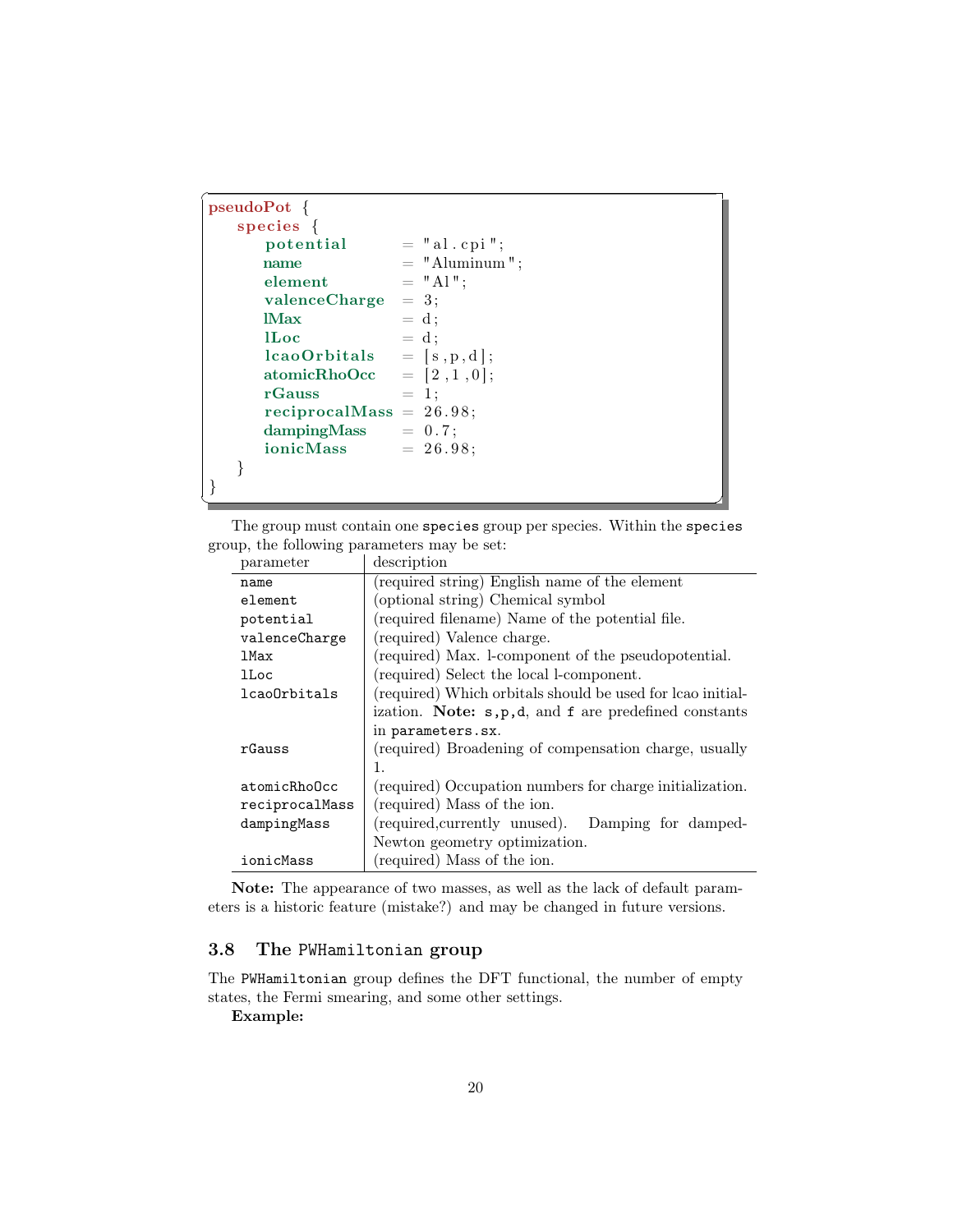```
pseudoPot {
   species {
      potential       = "al.cpi";
      name            = "Aluminum";
      element         = "Al";
      valenceCharge   = 3;
      lMax            = d;
      lLoc            = d;
      lcaoOrbitals    = [s,p,d];
      atomicRhoOcc    = [2,1,0];
      rGauss          = 1;
      reciprocalMass  = 26.98;
      dampingMass     = 0.7;
      ionicMass       = 26.98;
   }
}
```

The group must contain one `species` group per species. Within the `species` group, the following parameters may be set:

| parameter | description |
| --- | --- |
| `name` | (required string) English name of the element |
| `element` | (optional string) Chemical symbol |
| `potential` | (required filename) Name of the potential file. |
| `valenceCharge` | (required) Valence charge. |
| `lMax` | (required) Max. l-component of the pseudopotential. |
| `lLoc` | (required) Select the local l-component. |
| `lcaoOrbitals` | (required) Which orbitals should be used for lcao initialization. **Note:** `s`,`p`,`d`, and `f` are predefined constants in `parameters.sx`. |
| `rGauss` | (required) Broadening of compensation charge, usually 1. |
| `atomicRhoOcc` | (required) Occupation numbers for charge initialization. |
| `reciprocalMass` | (required) Mass of the ion. |
| `dampingMass` | (required,currently unused). Damping for damped-Newton geometry optimization. |
| `ionicMass` | (required) Mass of the ion. |

**Note:** The appearance of two masses, as well as the lack of default parameters is a historic feature (mistake?) and may be changed in future versions.

### 3.8 The `PWHamiltonian` group

The `PWHamiltonian` group defines the DFT functional, the number of empty states, the Fermi smearing, and some other settings.

**Example:**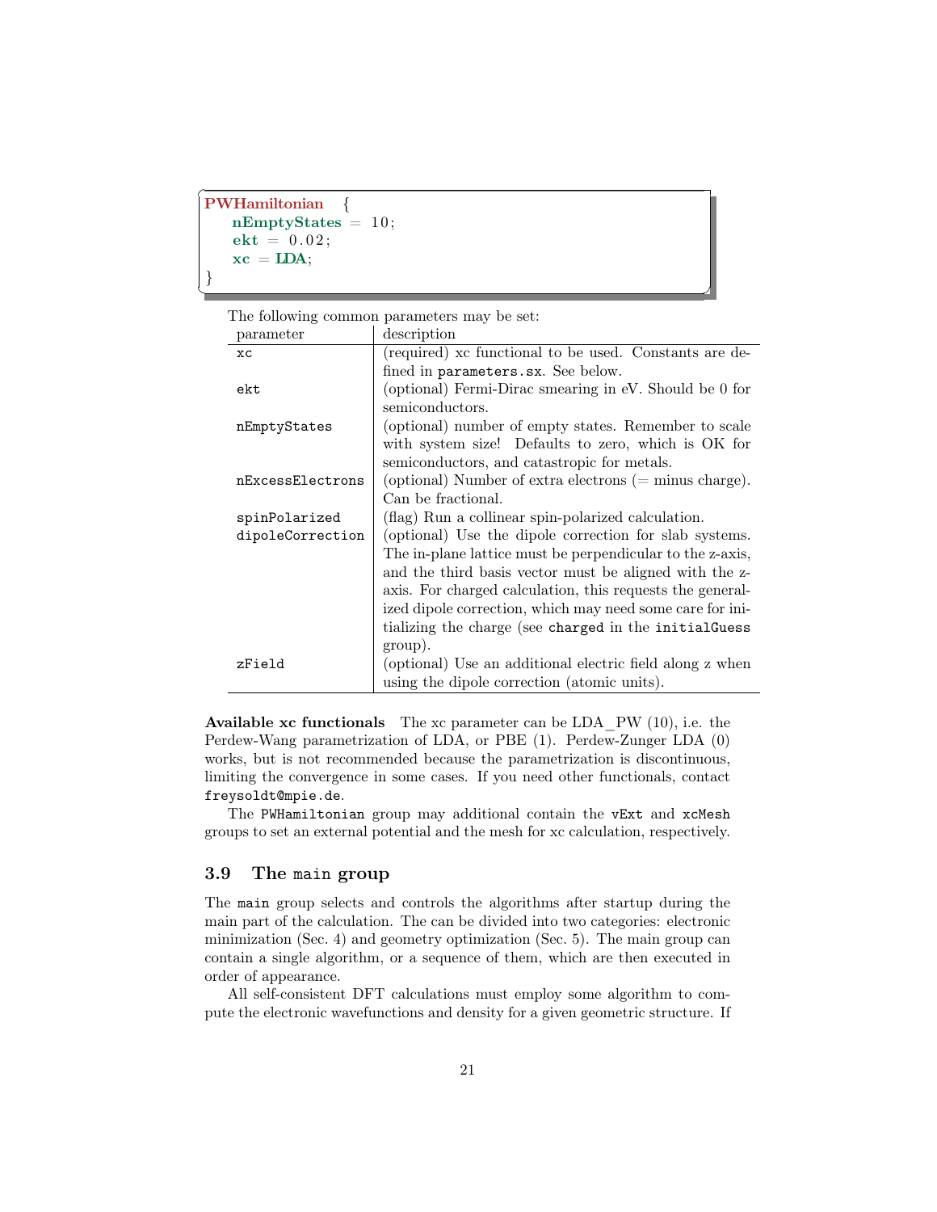```
PWHamiltonian  {
   nEmptyStates = 10;
   ekt = 0.02;
   xc = LDA;
}
```

The following common parameters may be set:

| parameter | description |
|---|---|
| xc | (required) xc functional to be used. Constants are defined in `parameters.sx`. See below. |
| ekt | (optional) Fermi-Dirac smearing in eV. Should be 0 for semiconductors. |
| nEmptyStates | (optional) number of empty states. Remember to scale with system size! Defaults to zero, which is OK for semiconductors, and catastropic for metals. |
| nExcessElectrons | (optional) Number of extra electrons (= minus charge). Can be fractional. |
| spinPolarized | (flag) Run a collinear spin-polarized calculation. |
| dipoleCorrection | (optional) Use the dipole correction for slab systems. The in-plane lattice must be perpendicular to the z-axis, and the third basis vector must be aligned with the z-axis. For charged calculation, this requests the generalized dipole correction, which may need some care for initializing the charge (see `charged` in the `initialGuess` group). |
| zField | (optional) Use an additional electric field along z when using the dipole correction (atomic units). |

**Available xc functionals** The xc parameter can be LDA_PW (10), i.e. the Perdew-Wang parametrization of LDA, or PBE (1). Perdew-Zunger LDA (0) works, but is not recommended because the parametrization is discontinuous, limiting the convergence in some cases. If you need other functionals, contact `freysoldt@mpie.de`.

The `PWHamiltonian` group may additional contain the `vExt` and `xcMesh` groups to set an external potential and the mesh for xc calculation, respectively.

### 3.9 The `main` group

The `main` group selects and controls the algorithms after startup during the main part of the calculation. The can be divided into two categories: electronic minimization (Sec. 4) and geometry optimization (Sec. 5). The main group can contain a single algorithm, or a sequence of them, which are then executed in order of appearance.

All self-consistent DFT calculations must employ some algorithm to compute the electronic wavefunctions and density for a given geometric structure. If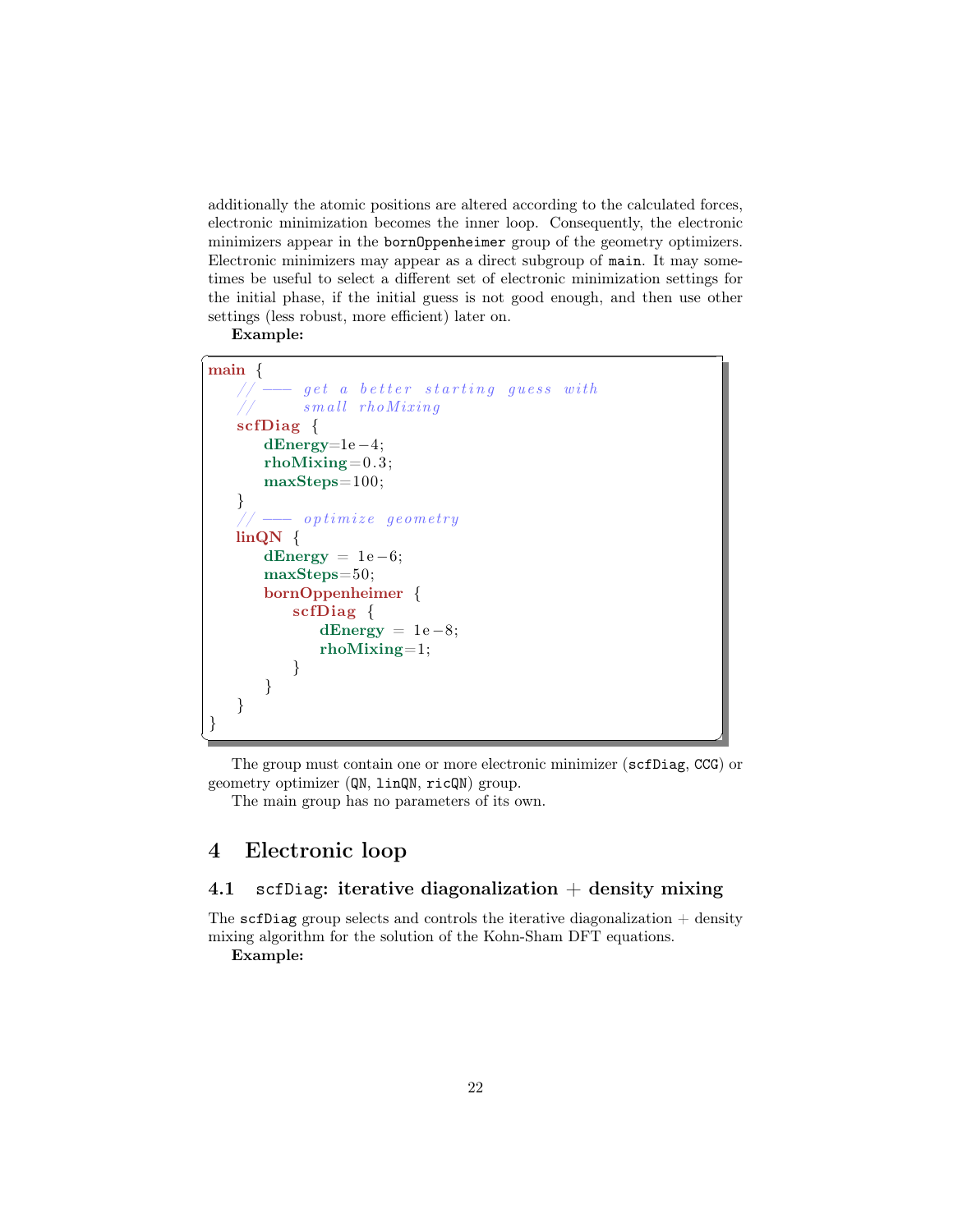additionally the atomic positions are altered according to the calculated forces, electronic minimization becomes the inner loop. Consequently, the electronic minimizers appear in the `bornOppenheimer` group of the geometry optimizers. Electronic minimizers may appear as a direct subgroup of `main`. It may sometimes be useful to select a different set of electronic minimization settings for the initial phase, if the initial guess is not good enough, and then use other settings (less robust, more efficient) later on.

**Example:**

```
main {
   // --- get a better starting guess with
   //      small rhoMixing
   scfDiag {
      dEnergy=1e-4;
      rhoMixing=0.3;
      maxSteps=100;
   }
   // --- optimize geometry
   linQN {
      dEnergy = 1e-6;
      maxSteps=50;
      bornOppenheimer {
         scfDiag {
            dEnergy = 1e-8;
            rhoMixing=1;
         }
      }
   }
}
```

The group must contain one or more electronic minimizer (`scfDiag`, `CCG`) or geometry optimizer (`QN`, `linQN`, `ricQN`) group.

The main group has no parameters of its own.

# 4 Electronic loop

## 4.1 `scfDiag`: iterative diagonalization + density mixing

The `scfDiag` group selects and controls the iterative diagonalization + density mixing algorithm for the solution of the Kohn-Sham DFT equations.

**Example:**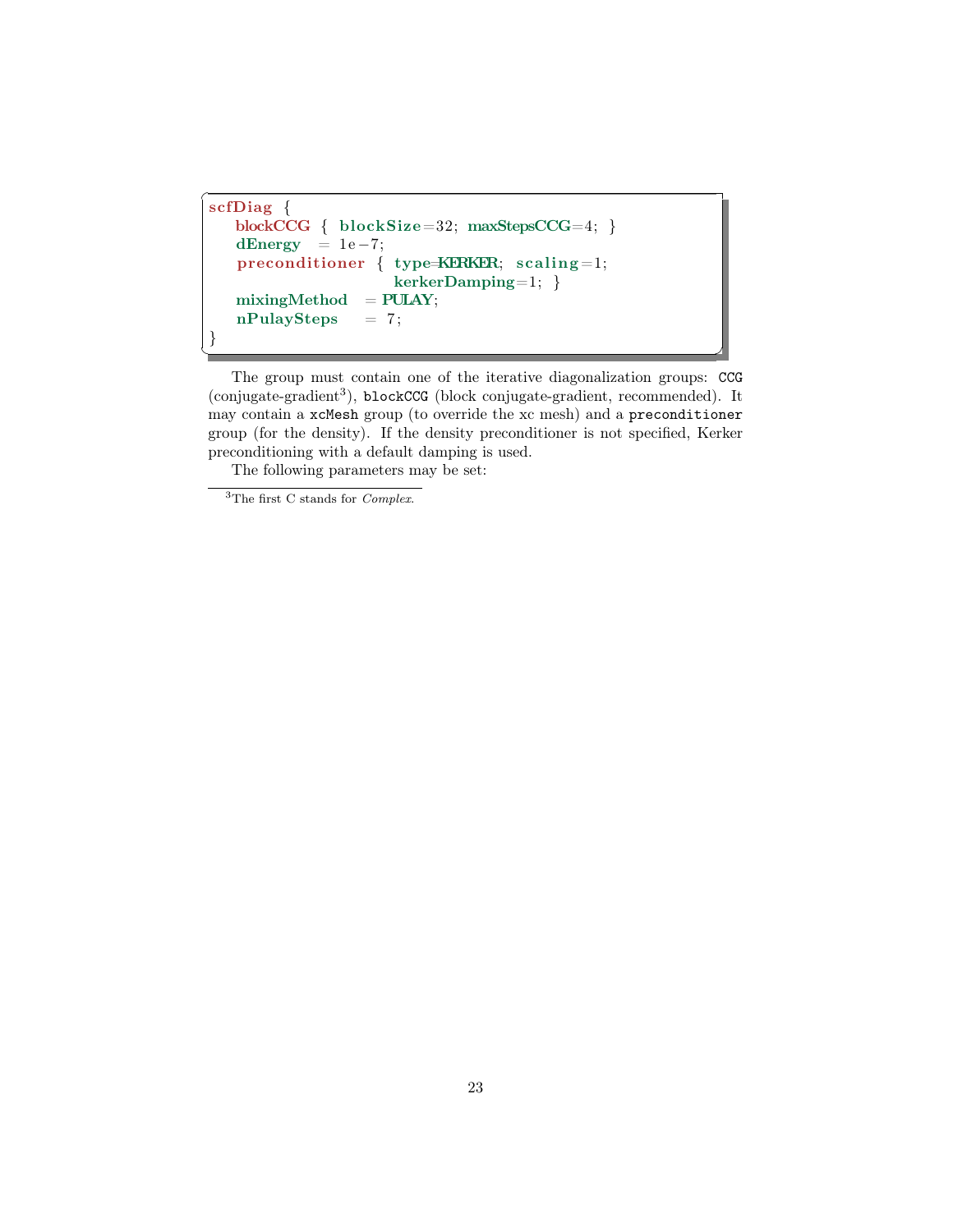```
scfDiag {
   blockCCG { blockSize=32; maxStepsCCG=4; }
   dEnergy  = 1e-7;
   preconditioner { type=KERKER; scaling=1;
                    kerkerDamping=1; }
   mixingMethod  = PULAY;
   nPulaySteps   = 7;
}
```

The group must contain one of the iterative diagonalization groups: `CCG` (conjugate-gradient[3]), `blockCCG` (block conjugate-gradient, recommended). It may contain a `xcMesh` group (to override the xc mesh) and a `preconditioner` group (for the density). If the density preconditioner is not specified, Kerker preconditioning with a default damping is used.

The following parameters may be set:

[3] The first C stands for *Complex*.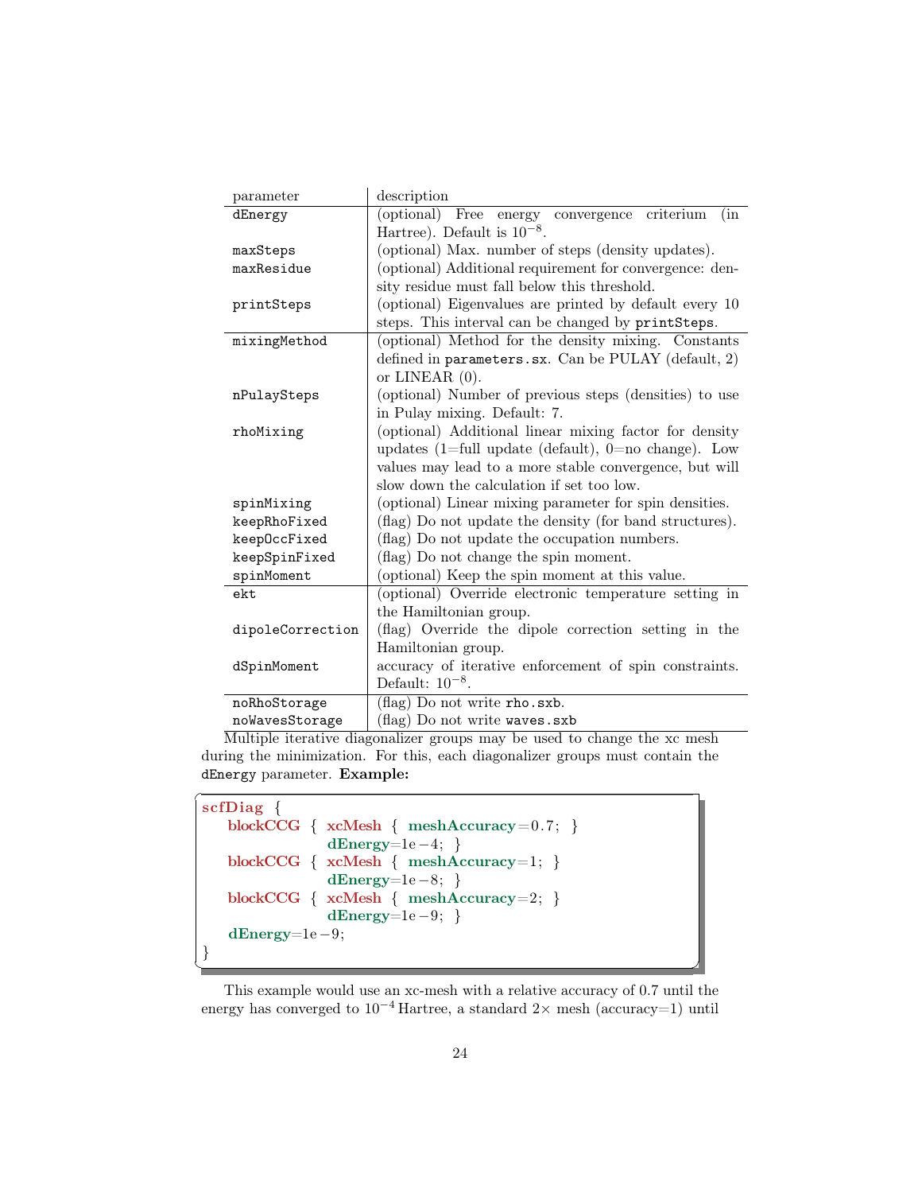| parameter | description |
|---|---|
| `dEnergy` | (optional) Free energy convergence criterium (in Hartree). Default is $10^{-8}$. |
| `maxSteps` | (optional) Max. number of steps (density updates). |
| `maxResidue` | (optional) Additional requirement for convergence: density residue must fall below this threshold. |
| `printSteps` | (optional) Eigenvalues are printed by default every 10 steps. This interval can be changed by `printSteps`. |
| `mixingMethod` | (optional) Method for the density mixing. Constants defined in `parameters.sx`. Can be PULAY (default, 2) or LINEAR (0). |
| `nPulaySteps` | (optional) Number of previous steps (densities) to use in Pulay mixing. Default: 7. |
| `rhoMixing` | (optional) Additional linear mixing factor for density updates (1=full update (default), 0=no change). Low values may lead to a more stable convergence, but will slow down the calculation if set too low. |
| `spinMixing` | (optional) Linear mixing parameter for spin densities. |
| `keepRhoFixed` | (flag) Do not update the density (for band structures). |
| `keepOccFixed` | (flag) Do not update the occupation numbers. |
| `keepSpinFixed` | (flag) Do not change the spin moment. |
| `spinMoment` | (optional) Keep the spin moment at this value. |
| `ekt` | (optional) Override electronic temperature setting in the Hamiltonian group. |
| `dipoleCorrection` | (flag) Override the dipole correction setting in the Hamiltonian group. |
| `dSpinMoment` | accuracy of iterative enforcement of spin constraints. Default: $10^{-8}$. |
| `noRhoStorage` | (flag) Do not write `rho.sxb`. |
| `noWavesStorage` | (flag) Do not write `waves.sxb` |

Multiple iterative diagonalizer groups may be used to change the xc mesh during the minimization. For this, each diagonalizer groups must contain the `dEnergy` parameter. **Example:**

```
scfDiag {
   blockCCG { xcMesh { meshAccuracy=0.7; }
              dEnergy=1e-4; }
   blockCCG { xcMesh { meshAccuracy=1; }
              dEnergy=1e-8; }
   blockCCG { xcMesh { meshAccuracy=2; }
              dEnergy=1e-9; }
   dEnergy=1e-9;
}
```

This example would use an xc-mesh with a relative accuracy of 0.7 until the energy has converged to $10^{-4}$ Hartree, a standard 2× mesh (accuracy=1) until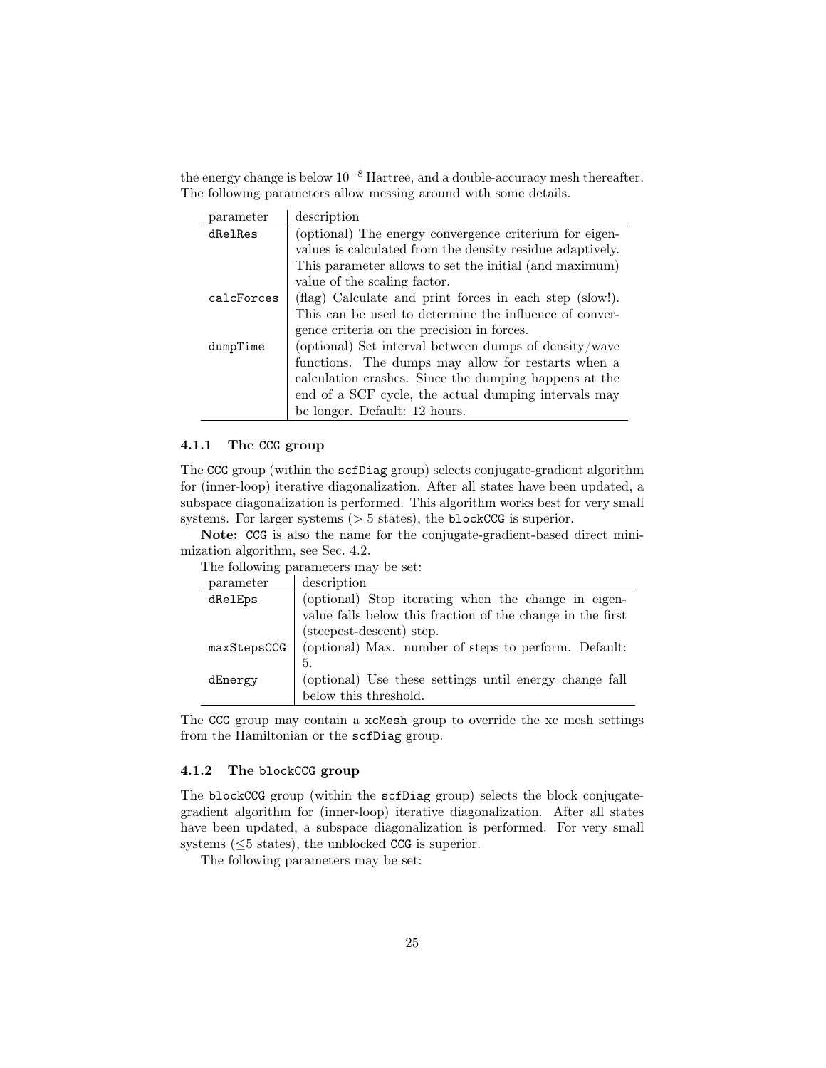the energy change is below $10^{-8}$ Hartree, and a double-accuracy mesh thereafter. The following parameters allow messing around with some details.

| parameter | description |
|---|---|
| `dRelRes` | (optional) The energy convergence criterium for eigenvalues is calculated from the density residue adaptively. This parameter allows to set the initial (and maximum) value of the scaling factor. |
| `calcForces` | (flag) Calculate and print forces in each step (slow!). This can be used to determine the influence of convergence criteria on the precision in forces. |
| `dumpTime` | (optional) Set interval between dumps of density/wave functions. The dumps may allow for restarts when a calculation crashes. Since the dumping happens at the end of a SCF cycle, the actual dumping intervals may be longer. Default: 12 hours. |

### 4.1.1 The `CCG` group

The `CCG` group (within the `scfDiag` group) selects conjugate-gradient algorithm for (inner-loop) iterative diagonalization. After all states have been updated, a subspace diagonalization is performed. This algorithm works best for very small systems. For larger systems (> 5 states), the `blockCCG` is superior.

**Note:** `CCG` is also the name for the conjugate-gradient-based direct minimization algorithm, see Sec. 4.2.

The following parameters may be set:

| parameter | description |
|---|---|
| `dRelEps` | (optional) Stop iterating when the change in eigenvalue falls below this fraction of the change in the first (steepest-descent) step. |
| `maxStepsCCG` | (optional) Max. number of steps to perform. Default: 5. |
| `dEnergy` | (optional) Use these settings until energy change fall below this threshold. |

The `CCG` group may contain a `xcMesh` group to override the xc mesh settings from the Hamiltonian or the `scfDiag` group.

### 4.1.2 The `blockCCG` group

The `blockCCG` group (within the `scfDiag` group) selects the block conjugate-gradient algorithm for (inner-loop) iterative diagonalization. After all states have been updated, a subspace diagonalization is performed. For very small systems (≤5 states), the unblocked `CCG` is superior.

The following parameters may be set: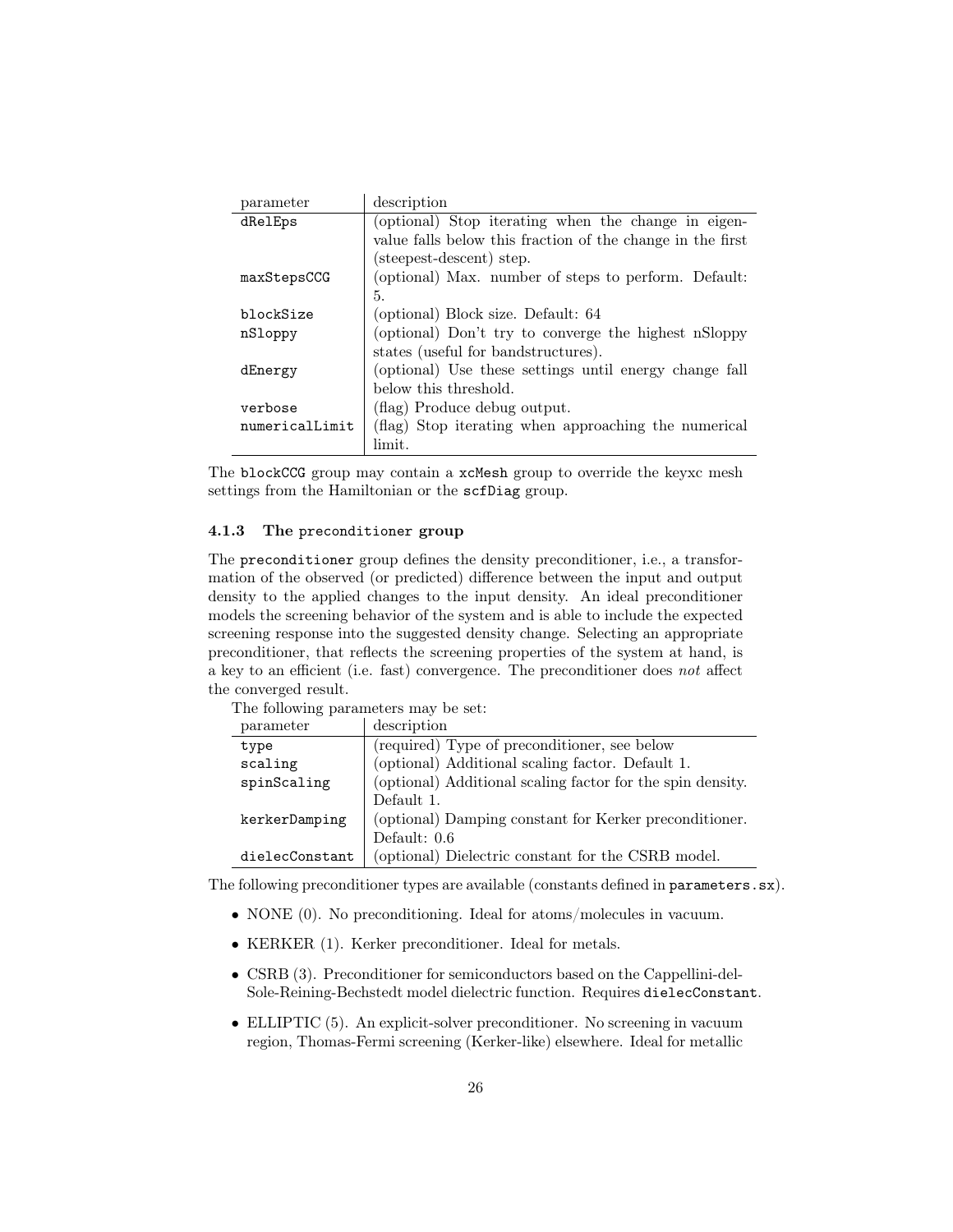| parameter | description |
|---|---|
| `dRelEps` | (optional) Stop iterating when the change in eigenvalue falls below this fraction of the change in the first (steepest-descent) step. |
| `maxStepsCCG` | (optional) Max. number of steps to perform. Default: 5. |
| `blockSize` | (optional) Block size. Default: 64 |
| `nSloppy` | (optional) Don't try to converge the highest nSloppy states (useful for bandstructures). |
| `dEnergy` | (optional) Use these settings until energy change fall below this threshold. |
| `verbose` | (flag) Produce debug output. |
| `numericalLimit` | (flag) Stop iterating when approaching the numerical limit. |

The `blockCCG` group may contain a `xcMesh` group to override the keyxc mesh settings from the Hamiltonian or the `scfDiag` group.

### 4.1.3 The `preconditioner` group

The `preconditioner` group defines the density preconditioner, i.e., a transformation of the observed (or predicted) difference between the input and output density to the applied changes to the input density. An ideal preconditioner models the screening behavior of the system and is able to include the expected screening response into the suggested density change. Selecting an appropriate preconditioner, that reflects the screening properties of the system at hand, is a key to an efficient (i.e. fast) convergence. The preconditioner does *not* affect the converged result.

The following parameters may be set:

| parameter | description |
|---|---|
| `type` | (required) Type of preconditioner, see below |
| `scaling` | (optional) Additional scaling factor. Default 1. |
| `spinScaling` | (optional) Additional scaling factor for the spin density. Default 1. |
| `kerkerDamping` | (optional) Damping constant for Kerker preconditioner. Default: 0.6 |
| `dielecConstant` | (optional) Dielectric constant for the CSRB model. |

The following preconditioner types are available (constants defined in `parameters.sx`).

- NONE (0). No preconditioning. Ideal for atoms/molecules in vacuum.
- KERKER (1). Kerker preconditioner. Ideal for metals.
- CSRB (3). Preconditioner for semiconductors based on the Cappellini-del-Sole-Reining-Bechstedt model dielectric function. Requires `dielecConstant`.
- ELLIPTIC (5). An explicit-solver preconditioner. No screening in vacuum region, Thomas-Fermi screening (Kerker-like) elsewhere. Ideal for metallic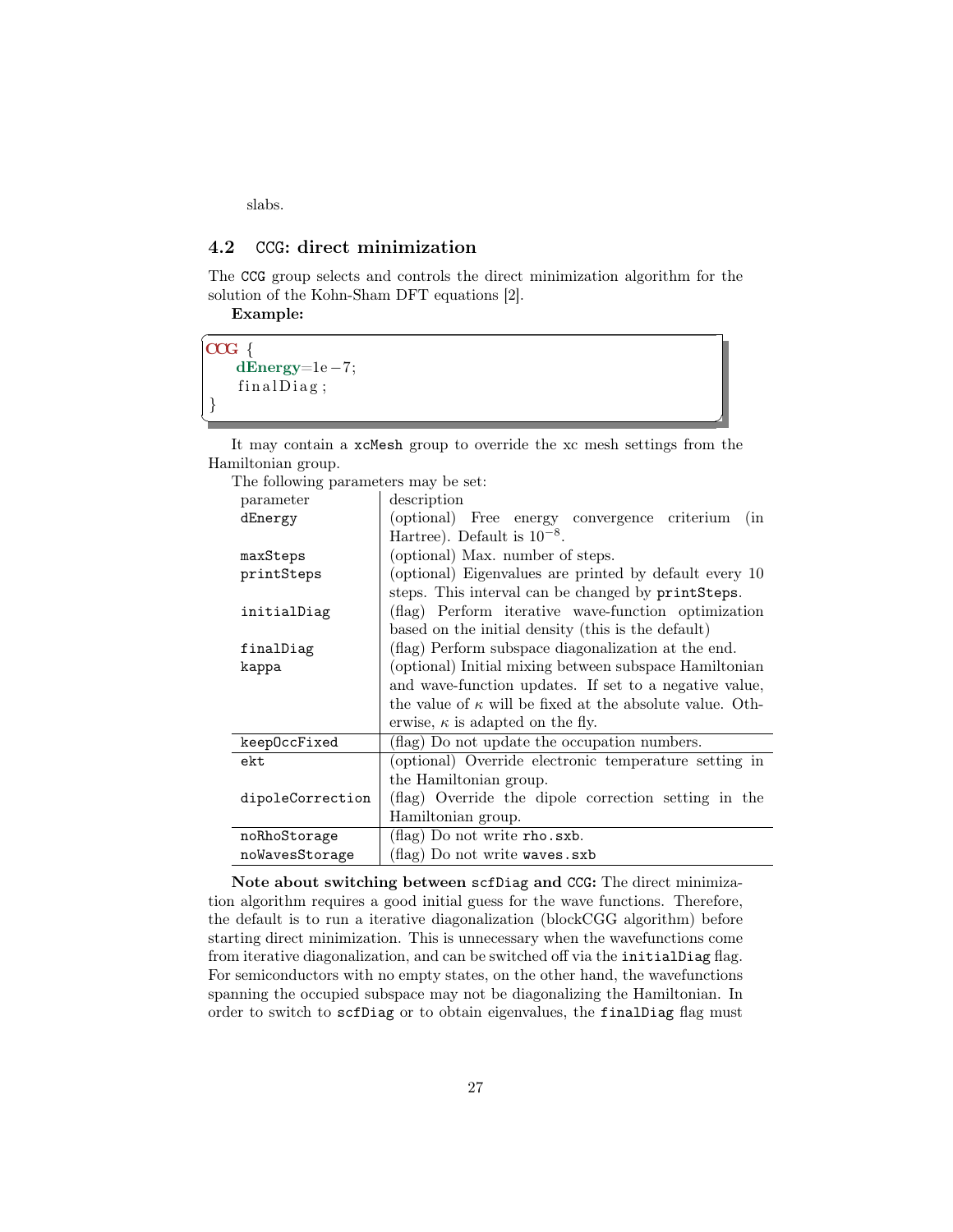slabs.

## 4.2 CCG: direct minimization

The CCG group selects and controls the direct minimization algorithm for the solution of the Kohn-Sham DFT equations [2].

**Example:**

```
CCG {
   dEnergy=1e-7;
   finalDiag;
}
```

It may contain a xcMesh group to override the xc mesh settings from the Hamiltonian group.

The following parameters may be set:

| parameter | description |
|---|---|
| dEnergy | (optional) Free energy convergence criterium (in Hartree). Default is $10^{-8}$. |
| maxSteps | (optional) Max. number of steps. |
| printSteps | (optional) Eigenvalues are printed by default every 10 steps. This interval can be changed by printSteps. |
| initialDiag | (flag) Perform iterative wave-function optimization based on the initial density (this is the default) |
| finalDiag | (flag) Perform subspace diagonalization at the end. |
| kappa | (optional) Initial mixing between subspace Hamiltonian and wave-function updates. If set to a negative value, the value of $\kappa$ will be fixed at the absolute value. Otherwise, $\kappa$ is adapted on the fly. |
| keepOccFixed | (flag) Do not update the occupation numbers. |
| ekt | (optional) Override electronic temperature setting in the Hamiltonian group. |
| dipoleCorrection | (flag) Override the dipole correction setting in the Hamiltonian group. |
| noRhoStorage | (flag) Do not write rho.sxb. |
| noWavesStorage | (flag) Do not write waves.sxb |

**Note about switching between scfDiag and CCG:** The direct minimization algorithm requires a good initial guess for the wave functions. Therefore, the default is to run a iterative diagonalization (blockCGG algorithm) before starting direct minimization. This is unnecessary when the wavefunctions come from iterative diagonalization, and can be switched off via the initialDiag flag. For semiconductors with no empty states, on the other hand, the wavefunctions spanning the occupied subspace may not be diagonalizing the Hamiltonian. In order to switch to scfDiag or to obtain eigenvalues, the finalDiag flag must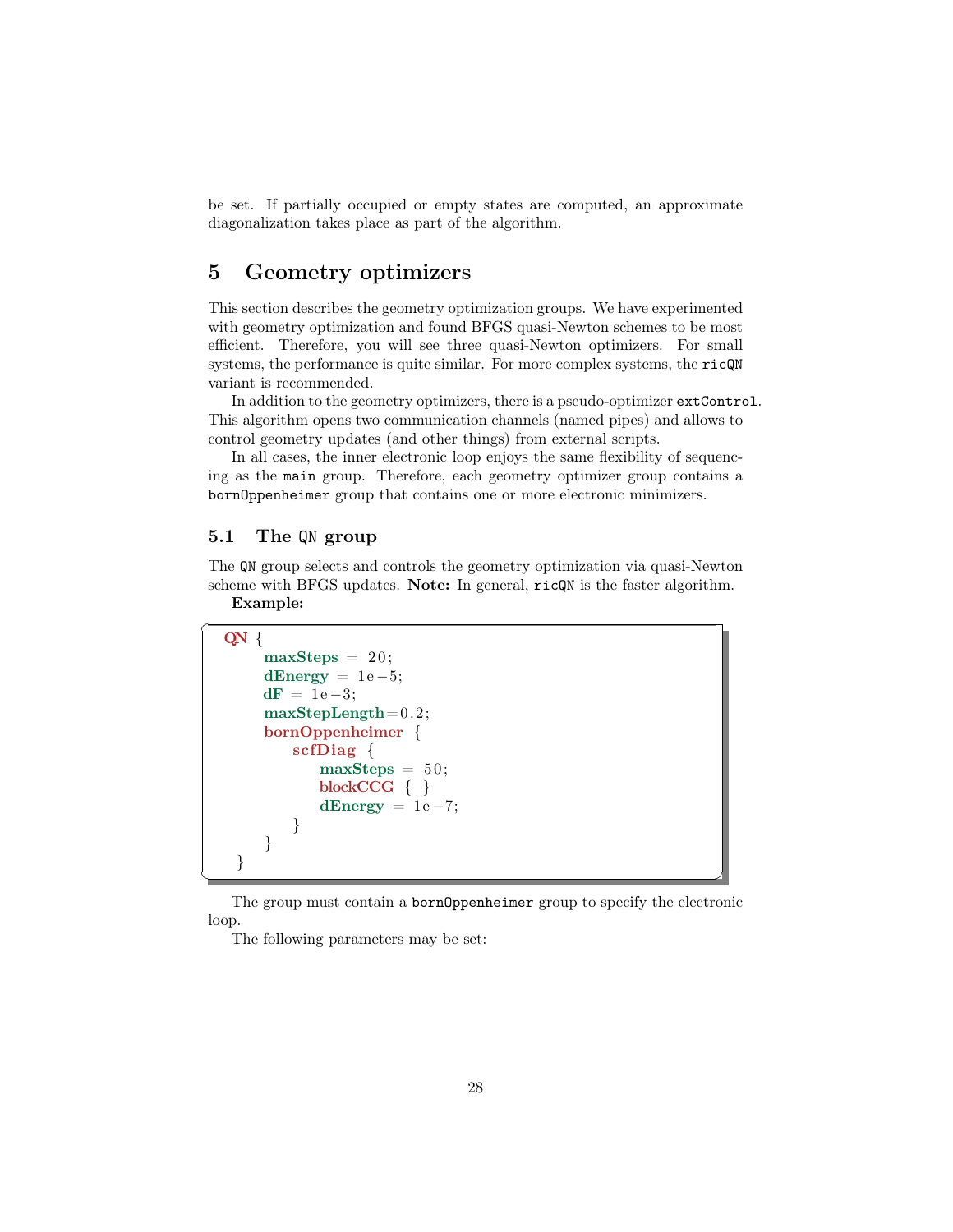be set. If partially occupied or empty states are computed, an approximate diagonalization takes place as part of the algorithm.

# 5 Geometry optimizers

This section describes the geometry optimization groups. We have experimented with geometry optimization and found BFGS quasi-Newton schemes to be most efficient. Therefore, you will see three quasi-Newton optimizers. For small systems, the performance is quite similar. For more complex systems, the `ricQN` variant is recommended.

In addition to the geometry optimizers, there is a pseudo-optimizer `extControl`. This algorithm opens two communication channels (named pipes) and allows to control geometry updates (and other things) from external scripts.

In all cases, the inner electronic loop enjoys the same flexibility of sequencing as the `main` group. Therefore, each geometry optimizer group contains a `bornOppenheimer` group that contains one or more electronic minimizers.

## 5.1 The `QN` group

The `QN` group selects and controls the geometry optimization via quasi-Newton scheme with BFGS updates. **Note:** In general, `ricQN` is the faster algorithm.

**Example:**

```
QN {
    maxSteps = 20;
    dEnergy = 1e-5;
    dF = 1e-3;
    maxStepLength=0.2;
    bornOppenheimer {
        scfDiag {
            maxSteps = 50;
            blockCCG { }
            dEnergy = 1e-7;
        }
    }
}
```

The group must contain a `bornOppenheimer` group to specify the electronic loop.

The following parameters may be set: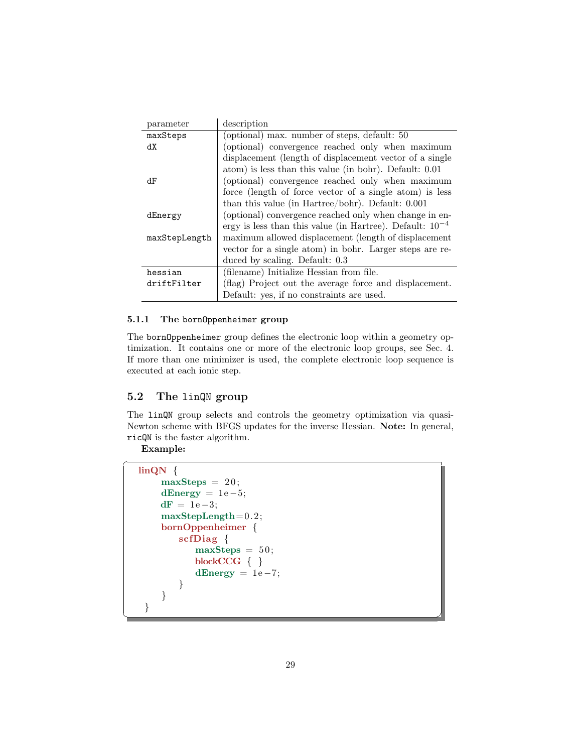| parameter | description |
|---|---|
| `maxSteps` | (optional) max. number of steps, default: 50 |
| `dX` | (optional) convergence reached only when maximum displacement (length of displacement vector of a single atom) is less than this value (in bohr). Default: 0.01 |
| `dF` | (optional) convergence reached only when maximum force (length of force vector of a single atom) is less than this value (in Hartree/bohr). Default: 0.001 |
| `dEnergy` | (optional) convergence reached only when change in energy is less than this value (in Hartree). Default: $10^{-4}$ |
| `maxStepLength` | maximum allowed displacement (length of displacement vector for a single atom) in bohr. Larger steps are reduced by scaling. Default: 0.3 |
| `hessian` | (filename) Initialize Hessian from file. |
| `driftFilter` | (flag) Project out the average force and displacement. Default: yes, if no constraints are used. |

#### 5.1.1 The `bornOppenheimer` group

The `bornOppenheimer` group defines the electronic loop within a geometry optimization. It contains one or more of the electronic loop groups, see Sec. 4. If more than one minimizer is used, the complete electronic loop sequence is executed at each ionic step.

### 5.2 The `linQN` group

The `linQN` group selects and controls the geometry optimization via quasi-Newton scheme with BFGS updates for the inverse Hessian. **Note:** In general, `ricQN` is the faster algorithm.

**Example:**

```
linQN {
    maxSteps = 20;
    dEnergy = 1e-5;
    dF = 1e-3;
    maxStepLength=0.2;
    bornOppenheimer {
        scfDiag {
            maxSteps = 50;
            blockCCG { }
            dEnergy = 1e-7;
        }
    }
}
```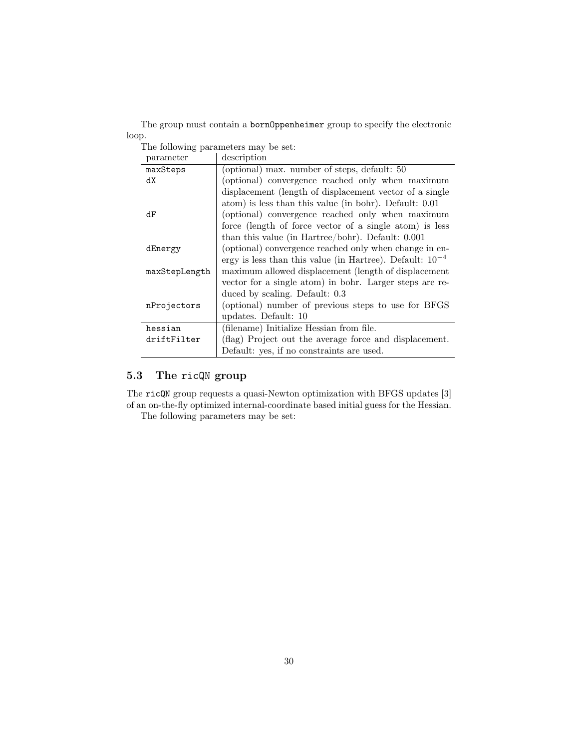The group must contain a `bornOppenheimer` group to specify the electronic loop.

The following parameters may be set:

| parameter | description |
|---|---|
| `maxSteps` | (optional) max. number of steps, default: 50 |
| `dX` | (optional) convergence reached only when maximum displacement (length of displacement vector of a single atom) is less than this value (in bohr). Default: 0.01 |
| `dF` | (optional) convergence reached only when maximum force (length of force vector of a single atom) is less than this value (in Hartree/bohr). Default: 0.001 |
| `dEnergy` | (optional) convergence reached only when change in energy is less than this value (in Hartree). Default: $10^{-4}$ |
| `maxStepLength` | maximum allowed displacement (length of displacement vector for a single atom) in bohr. Larger steps are reduced by scaling. Default: 0.3 |
| `nProjectors` | (optional) number of previous steps to use for BFGS updates. Default: 10 |
| `hessian` | (filename) Initialize Hessian from file. |
| `driftFilter` | (flag) Project out the average force and displacement. Default: yes, if no constraints are used. |

## 5.3 The `ricQN` group

The `ricQN` group requests a quasi-Newton optimization with BFGS updates [3] of an on-the-fly optimized internal-coordinate based initial guess for the Hessian.

The following parameters may be set: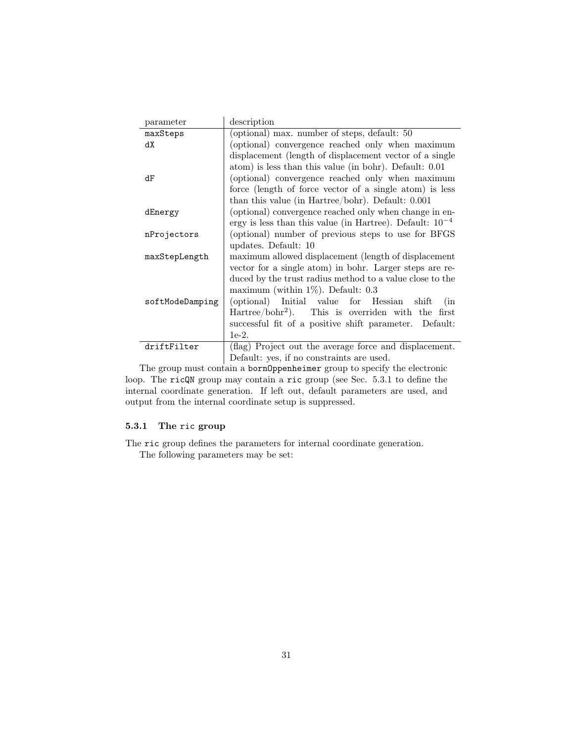| parameter | description |
| --- | --- |
| `maxSteps` | (optional) max. number of steps, default: 50 |
| `dX` | (optional) convergence reached only when maximum displacement (length of displacement vector of a single atom) is less than this value (in bohr). Default: 0.01 |
| `dF` | (optional) convergence reached only when maximum force (length of force vector of a single atom) is less than this value (in Hartree/bohr). Default: 0.001 |
| `dEnergy` | (optional) convergence reached only when change in energy is less than this value (in Hartree). Default: $10^{-4}$ |
| `nProjectors` | (optional) number of previous steps to use for BFGS updates. Default: 10 |
| `maxStepLength` | maximum allowed displacement (length of displacement vector for a single atom) in bohr. Larger steps are reduced by the trust radius method to a value close to the maximum (within 1%). Default: 0.3 |
| `softModeDamping` | (optional) Initial value for Hessian shift (in Hartree/bohr$^2$). This is overriden with the first successful fit of a positive shift parameter. Default: 1e-2. |
| `driftFilter` | (flag) Project out the average force and displacement. Default: yes, if no constraints are used. |

The group must contain a `bornOppenheimer` group to specify the electronic loop. The `ricQN` group may contain a `ric` group (see Sec. 5.3.1 to define the internal coordinate generation. If left out, default parameters are used, and output from the internal coordinate setup is suppressed.

### 5.3.1 The `ric` group

The `ric` group defines the parameters for internal coordinate generation.

The following parameters may be set: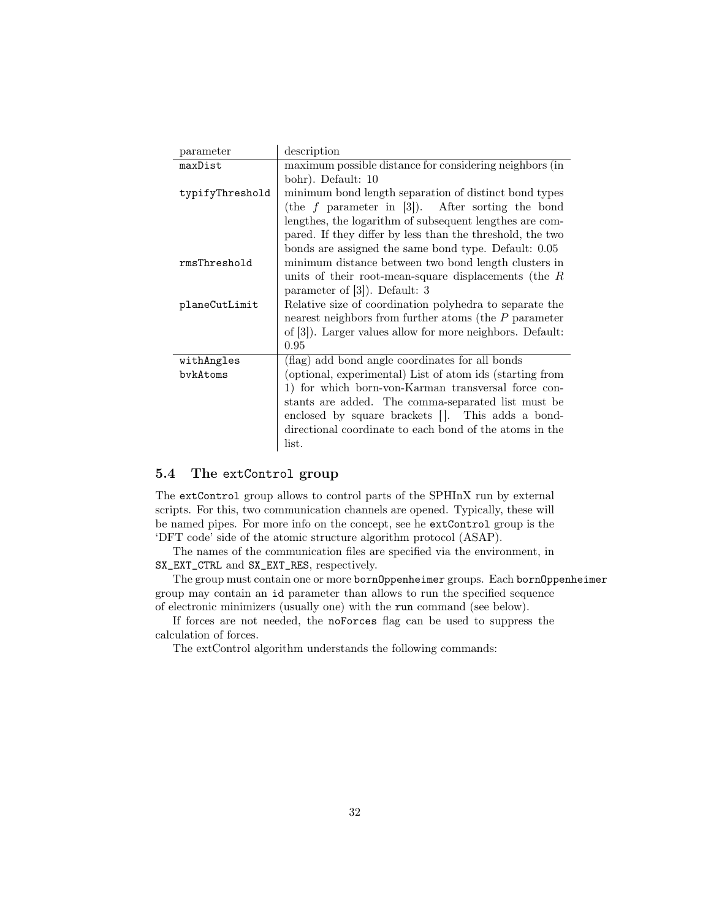| parameter | description |
|---|---|
| `maxDist` | maximum possible distance for considering neighbors (in bohr). Default: 10 |
| `typifyThreshold` | minimum bond length separation of distinct bond types (the $f$ parameter in [3]). After sorting the bond lengthes, the logarithm of subsequent lengthes are compared. If they differ by less than the threshold, the two bonds are assigned the same bond type. Default: 0.05 |
| `rmsThreshold` | minimum distance between two bond length clusters in units of their root-mean-square displacements (the $R$ parameter of [3]). Default: 3 |
| `planeCutLimit` | Relative size of coordination polyhedra to separate the nearest neighbors from further atoms (the $P$ parameter of [3]). Larger values allow for more neighbors. Default: 0.95 |
| `withAngles` | (flag) add bond angle coordinates for all bonds |
| `bvkAtoms` | (optional, experimental) List of atom ids (starting from 1) for which born-von-Karman transversal force constants are added. The comma-separated list must be enclosed by square brackets []. This adds a bond-directional coordinate to each bond of the atoms in the list. |

### 5.4 The `extControl` group

The `extControl` group allows to control parts of the SPHInX run by external scripts. For this, two communication channels are opened. Typically, these will be named pipes. For more info on the concept, see he `extControl` group is the 'DFT code' side of the atomic structure algorithm protocol (ASAP).

The names of the communication files are specified via the environment, in `SX_EXT_CTRL` and `SX_EXT_RES`, respectively.

The group must contain one or more `bornOppenheimer` groups. Each `bornOppenheimer` group may contain an `id` parameter than allows to run the specified sequence of electronic minimizers (usually one) with the `run` command (see below).

If forces are not needed, the `noForces` flag can be used to suppress the calculation of forces.

The extControl algorithm understands the following commands: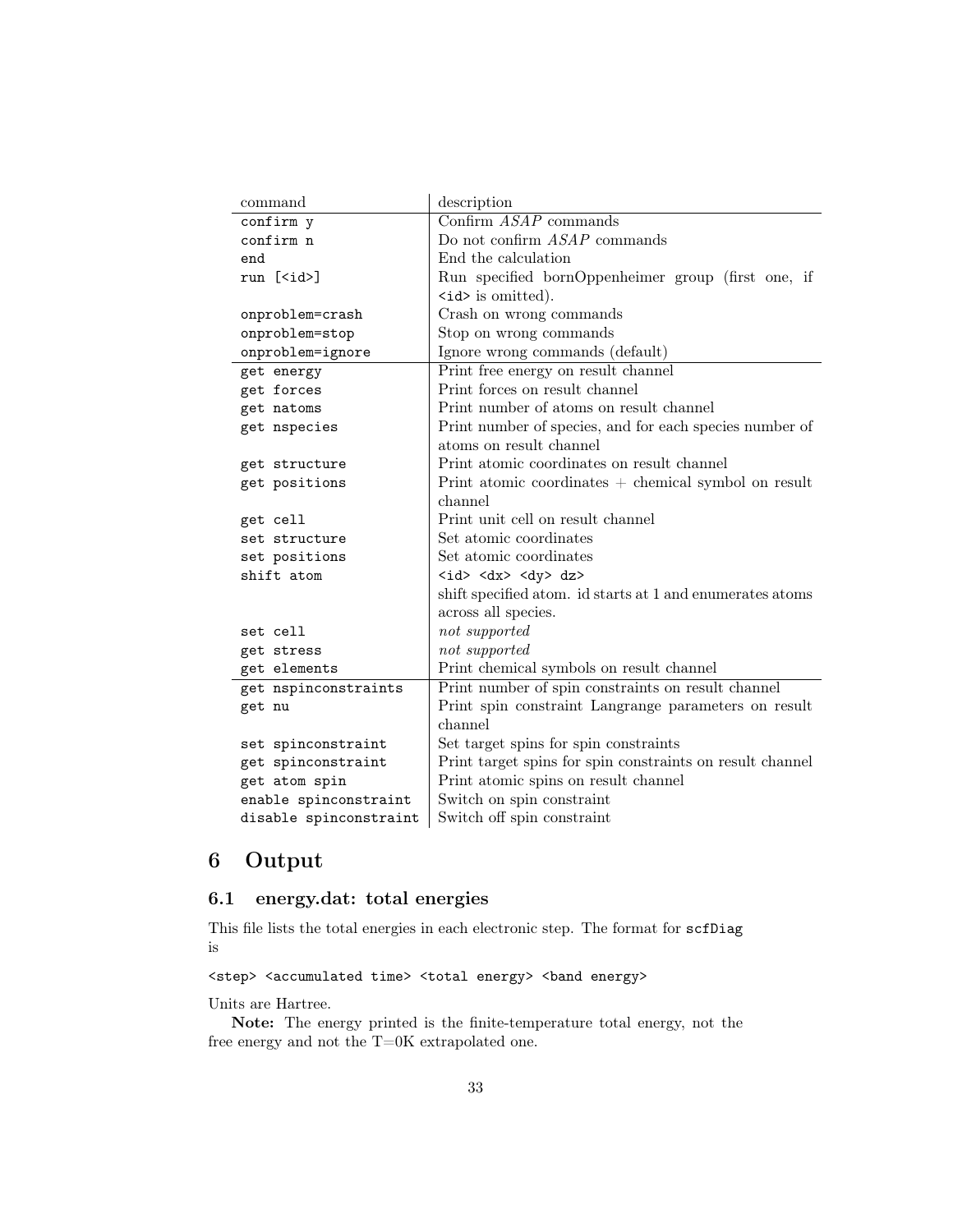| command | description |
|---|---|
| `confirm y` | Confirm *ASAP* commands |
| `confirm n` | Do not confirm *ASAP* commands |
| `end` | End the calculation |
| `run [<id>]` | Run specified bornOppenheimer group (first one, if `<id>` is omitted). |
| `onproblem=crash` | Crash on wrong commands |
| `onproblem=stop` | Stop on wrong commands |
| `onproblem=ignore` | Ignore wrong commands (default) |
| `get energy` | Print free energy on result channel |
| `get forces` | Print forces on result channel |
| `get natoms` | Print number of atoms on result channel |
| `get nspecies` | Print number of species, and for each species number of atoms on result channel |
| `get structure` | Print atomic coordinates on result channel |
| `get positions` | Print atomic coordinates + chemical symbol on result channel |
| `get cell` | Print unit cell on result channel |
| `set structure` | Set atomic coordinates |
| `set positions` | Set atomic coordinates |
| `shift atom` | `<id> <dx> <dy> dz>` shift specified atom. id starts at 1 and enumerates atoms across all species. |
| `set cell` | *not supported* |
| `get stress` | *not supported* |
| `get elements` | Print chemical symbols on result channel |
| `get nspinconstraints` | Print number of spin constraints on result channel |
| `get nu` | Print spin constraint Langrange parameters on result channel |
| `set spinconstraint` | Set target spins for spin constraints |
| `get spinconstraint` | Print target spins for spin constraints on result channel |
| `get atom spin` | Print atomic spins on result channel |
| `enable spinconstraint` | Switch on spin constraint |
| `disable spinconstraint` | Switch off spin constraint |

# 6 Output

## 6.1 energy.dat: total energies

This file lists the total energies in each electronic step. The format for `scfDiag` is

```
<step> <accumulated time> <total energy> <band energy>
```

Units are Hartree.

**Note:** The energy printed is the finite-temperature total energy, not the free energy and not the T=0K extrapolated one.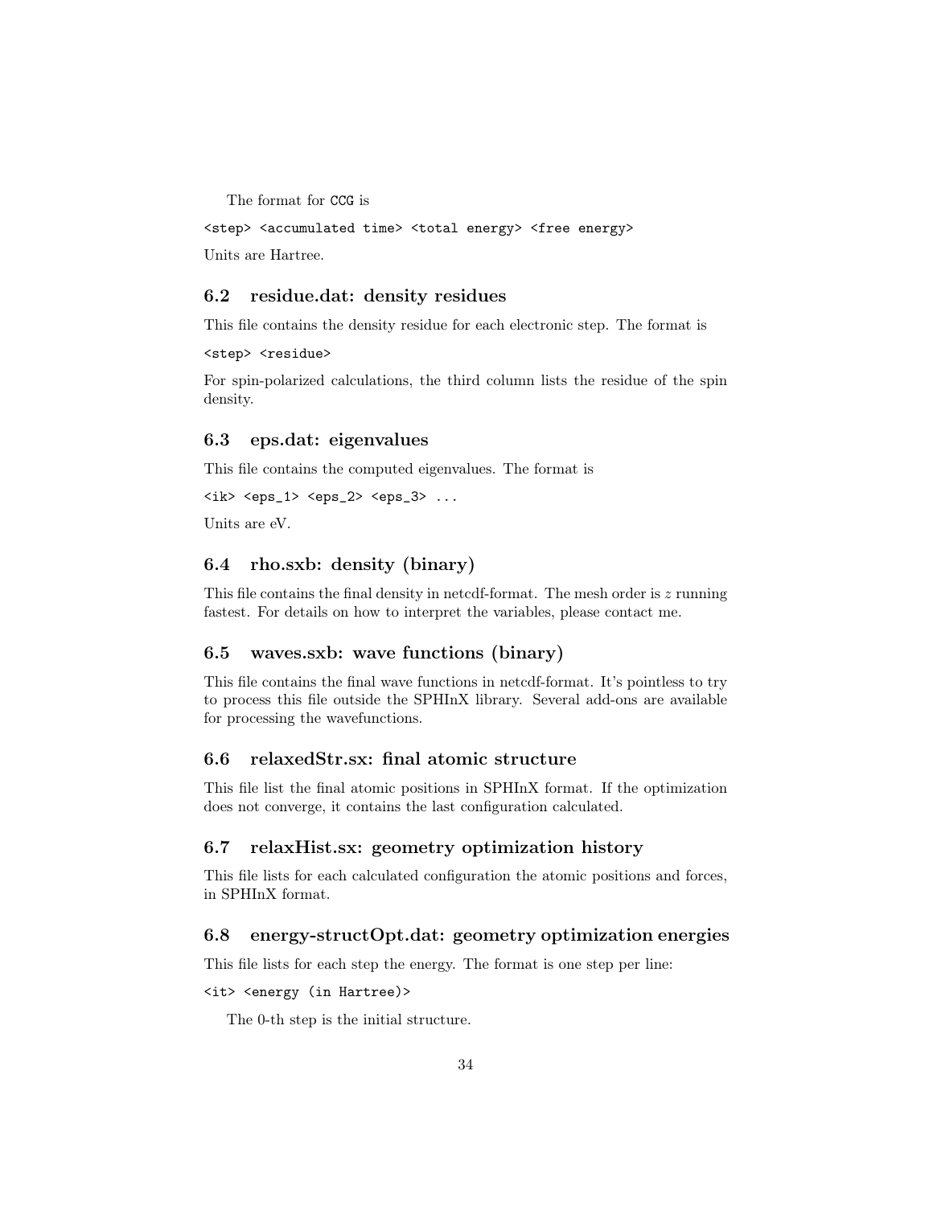The format for `CCG` is

```
<step> <accumulated time> <total energy> <free energy>
```

Units are Hartree.

### 6.2 residue.dat: density residues

This file contains the density residue for each electronic step. The format is

```
<step> <residue>
```

For spin-polarized calculations, the third column lists the residue of the spin density.

### 6.3 eps.dat: eigenvalues

This file contains the computed eigenvalues. The format is

```
<ik> <eps_1> <eps_2> <eps_3> ...
```

Units are eV.

### 6.4 rho.sxb: density (binary)

This file contains the final density in netcdf-format. The mesh order is $z$ running fastest. For details on how to interpret the variables, please contact me.

### 6.5 waves.sxb: wave functions (binary)

This file contains the final wave functions in netcdf-format. It's pointless to try to process this file outside the SPHInX library. Several add-ons are available for processing the wavefunctions.

### 6.6 relaxedStr.sx: final atomic structure

This file list the final atomic positions in SPHInX format. If the optimization does not converge, it contains the last configuration calculated.

### 6.7 relaxHist.sx: geometry optimization history

This file lists for each calculated configuration the atomic positions and forces, in SPHInX format.

### 6.8 energy-structOpt.dat: geometry optimization energies

This file lists for each step the energy. The format is one step per line:

```
<it> <energy (in Hartree)>
```

The 0-th step is the initial structure.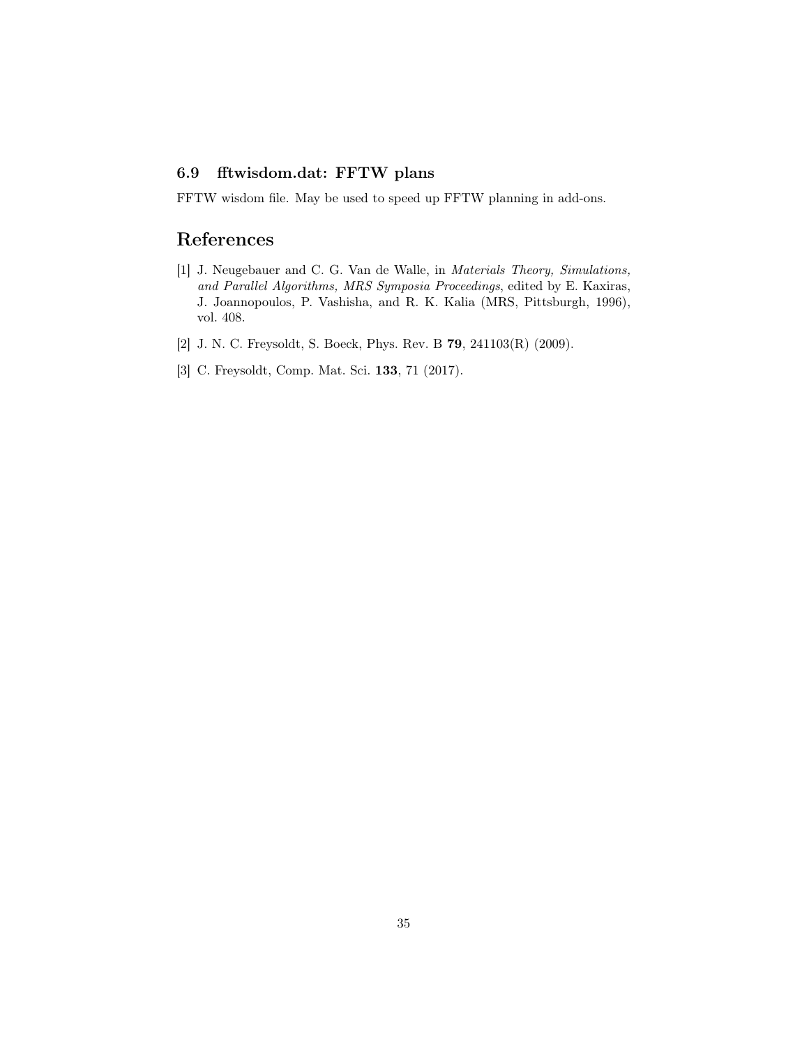### 6.9 fftwisdom.dat: FFTW plans

FFTW wisdom file. May be used to speed up FFTW planning in add-ons.

## References

[1] J. Neugebauer and C. G. Van de Walle, in *Materials Theory, Simulations, and Parallel Algorithms, MRS Symposia Proceedings*, edited by E. Kaxiras, J. Joannopoulos, P. Vashisha, and R. K. Kalia (MRS, Pittsburgh, 1996), vol. 408.

[2] J. N. C. Freysoldt, S. Boeck, Phys. Rev. B **79**, 241103(R) (2009).

[3] C. Freysoldt, Comp. Mat. Sci. **133**, 71 (2017).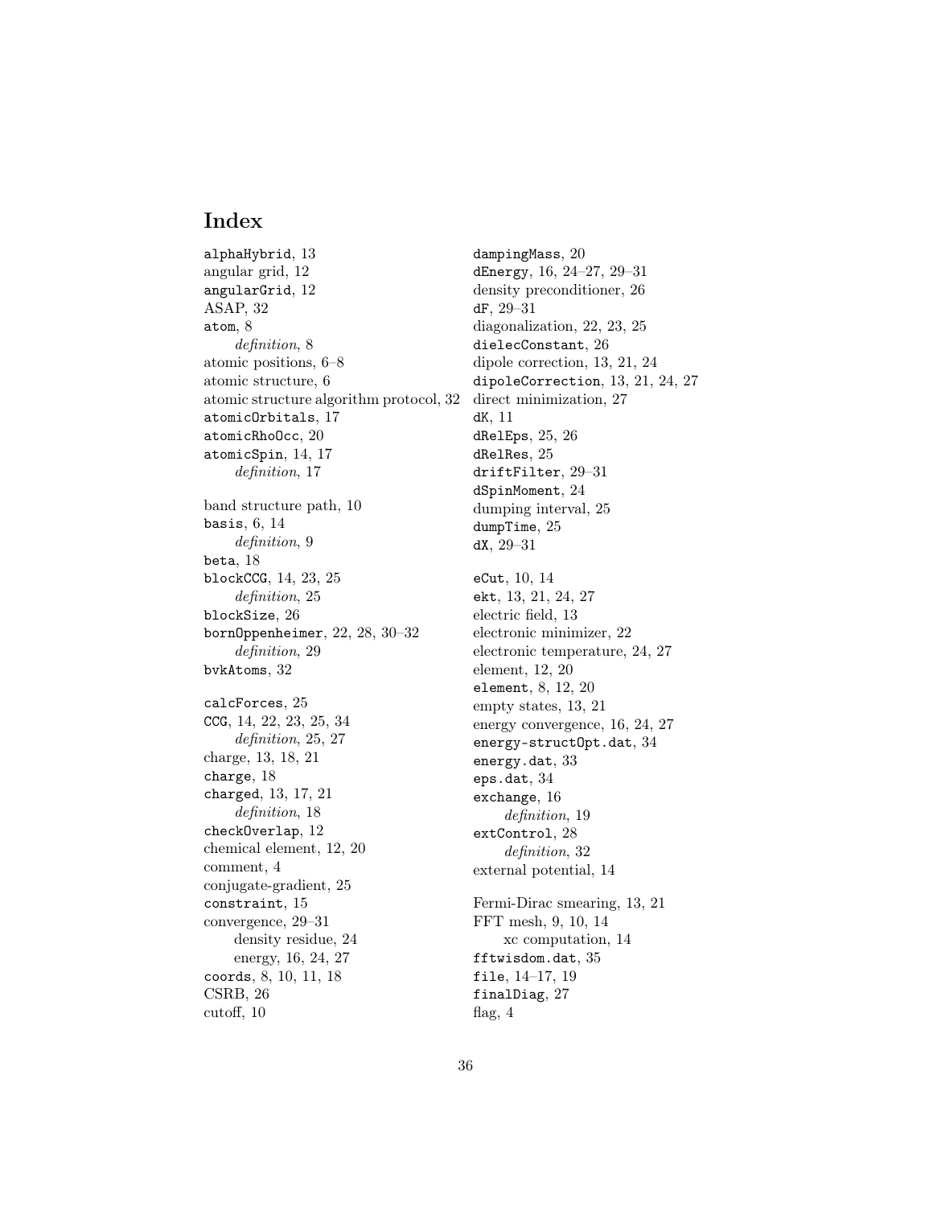# Index

`alphaHybrid`, 13
angular grid, 12
`angularGrid`, 12
ASAP, 32
`atom`, 8
  *definition*, 8
atomic positions, 6–8
atomic structure, 6
atomic structure algorithm protocol, 32
`atomicOrbitals`, 17
`atomicRhoOcc`, 20
`atomicSpin`, 14, 17
  *definition*, 17

band structure path, 10
`basis`, 6, 14
  *definition*, 9
`beta`, 18
`blockCCG`, 14, 23, 25
  *definition*, 25
`blockSize`, 26
`bornOppenheimer`, 22, 28, 30–32
  *definition*, 29
`bvkAtoms`, 32

`calcForces`, 25
`CCG`, 14, 22, 23, 25, 34
  *definition*, 25, 27
charge, 13, 18, 21
`charge`, 18
`charged`, 13, 17, 21
  *definition*, 18
`checkOverlap`, 12
chemical element, 12, 20
comment, 4
conjugate-gradient, 25
`constraint`, 15
convergence, 29–31
  density residue, 24
  energy, 16, 24, 27
`coords`, 8, 10, 11, 18
CSRB, 26
cutoff, 10

`dampingMass`, 20
`dEnergy`, 16, 24–27, 29–31
density preconditioner, 26
`dF`, 29–31
diagonalization, 22, 23, 25
`dielecConstant`, 26
dipole correction, 13, 21, 24
`dipoleCorrection`, 13, 21, 24, 27
direct minimization, 27
`dK`, 11
`dRelEps`, 25, 26
`dRelRes`, 25
`driftFilter`, 29–31
`dSpinMoment`, 24
dumping interval, 25
`dumpTime`, 25
`dX`, 29–31

`eCut`, 10, 14
`ekt`, 13, 21, 24, 27
electric field, 13
electronic minimizer, 22
electronic temperature, 24, 27
element, 12, 20
`element`, 8, 12, 20
empty states, 13, 21
energy convergence, 16, 24, 27
`energy-structOpt.dat`, 34
`energy.dat`, 33
`eps.dat`, 34
`exchange`, 16
  *definition*, 19
`extControl`, 28
  *definition*, 32
external potential, 14

Fermi-Dirac smearing, 13, 21
FFT mesh, 9, 10, 14
  xc computation, 14
`fftwisdom.dat`, 35
`file`, 14–17, 19
`finalDiag`, 27
flag, 4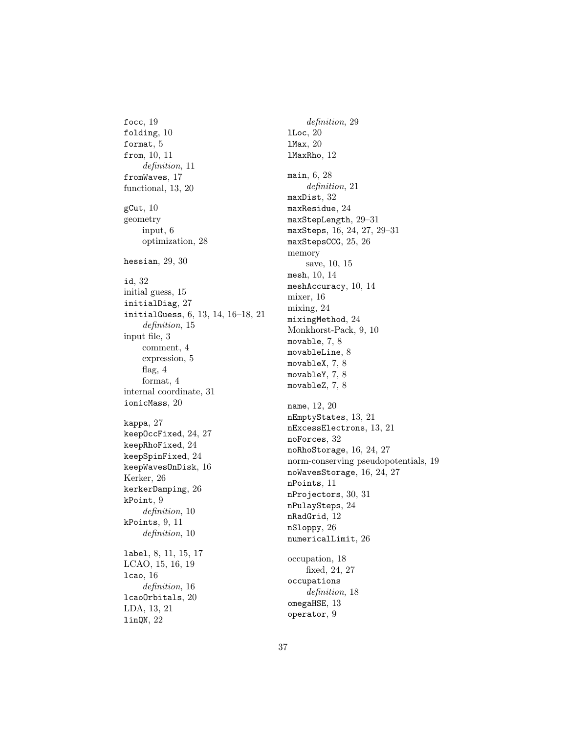`focc`, 19
`folding`, 10
`format`, 5
`from`, 10, 11
    *definition*, 11
`fromWaves`, 17
functional, 13, 20

`gCut`, 10
geometry
    input, 6
    optimization, 28

`hessian`, 29, 30

`id`, 32
initial guess, 15
`initialDiag`, 27
`initialGuess`, 6, 13, 14, 16–18, 21
    *definition*, 15
input file, 3
    comment, 4
    expression, 5
    flag, 4
    format, 4
internal coordinate, 31
`ionicMass`, 20

`kappa`, 27
`keepOccFixed`, 24, 27
`keepRhoFixed`, 24
`keepSpinFixed`, 24
`keepWavesOnDisk`, 16
Kerker, 26
`kerkerDamping`, 26
`kPoint`, 9
    *definition*, 10
`kPoints`, 9, 11
    *definition*, 10

`label`, 8, 11, 15, 17
LCAO, 15, 16, 19
`lcao`, 16
    *definition*, 16
`lcaoOrbitals`, 20
LDA, 13, 21
`linQN`, 22
    *definition*, 29
`lLoc`, 20
`lMax`, 20
`lMaxRho`, 12

`main`, 6, 28
    *definition*, 21
`maxDist`, 32
`maxResidue`, 24
`maxStepLength`, 29–31
`maxSteps`, 16, 24, 27, 29–31
`maxStepsCCG`, 25, 26
memory
    save, 10, 15
`mesh`, 10, 14
`meshAccuracy`, 10, 14
mixer, 16
mixing, 24
`mixingMethod`, 24
Monkhorst-Pack, 9, 10
`movable`, 7, 8
`movableLine`, 8
`movableX`, 7, 8
`movableY`, 7, 8
`movableZ`, 7, 8

`name`, 12, 20
`nEmptyStates`, 13, 21
`nExcessElectrons`, 13, 21
`noForces`, 32
`noRhoStorage`, 16, 24, 27
norm-conserving pseudopotentials, 19
`noWavesStorage`, 16, 24, 27
`nPoints`, 11
`nProjectors`, 30, 31
`nPulaySteps`, 24
`nRadGrid`, 12
`nSloppy`, 26
`numericalLimit`, 26

occupation, 18
    fixed, 24, 27
`occupations`
    *definition*, 18
`omegaHSE`, 13
`operator`, 9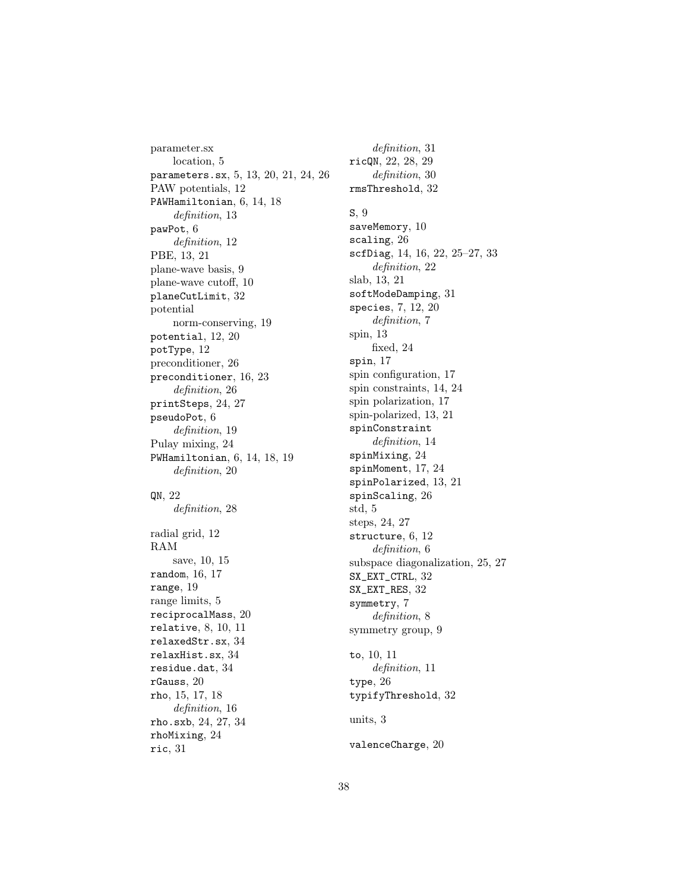parameter.sx
  location, 5
`parameters.sx`, 5, 13, 20, 21, 24, 26
PAW potentials, 12
`PAWHamiltonian`, 6, 14, 18
  *definition*, 13
`pawPot`, 6
  *definition*, 12
PBE, 13, 21
plane-wave basis, 9
plane-wave cutoff, 10
`planeCutLimit`, 32
potential
  norm-conserving, 19
`potential`, 12, 20
`potType`, 12
preconditioner, 26
`preconditioner`, 16, 23
  *definition*, 26
`printSteps`, 24, 27
`pseudoPot`, 6
  *definition*, 19
Pulay mixing, 24
`PWHamiltonian`, 6, 14, 18, 19
  *definition*, 20

`QN`, 22
  *definition*, 28

radial grid, 12
RAM
  save, 10, 15
`random`, 16, 17
`range`, 19
range limits, 5
`reciprocalMass`, 20
`relative`, 8, 10, 11
`relaxedStr.sx`, 34
`relaxHist.sx`, 34
`residue.dat`, 34
`rGauss`, 20
`rho`, 15, 17, 18
  *definition*, 16
`rho.sxb`, 24, 27, 34
`rhoMixing`, 24
`ric`, 31
  *definition*, 31
`ricQN`, 22, 28, 29
  *definition*, 30
`rmsThreshold`, 32

`S`, 9
`saveMemory`, 10
`scaling`, 26
`scfDiag`, 14, 16, 22, 25–27, 33
  *definition*, 22
slab, 13, 21
`softModeDamping`, 31
`species`, 7, 12, 20
  *definition*, 7
spin, 13
  fixed, 24
`spin`, 17
spin configuration, 17
spin constraints, 14, 24
spin polarization, 17
spin-polarized, 13, 21
`spinConstraint`
  *definition*, 14
`spinMixing`, 24
`spinMoment`, 17, 24
`spinPolarized`, 13, 21
`spinScaling`, 26
std, 5
steps, 24, 27
`structure`, 6, 12
  *definition*, 6
subspace diagonalization, 25, 27
`SX_EXT_CTRL`, 32
`SX_EXT_RES`, 32
`symmetry`, 7
  *definition*, 8
symmetry group, 9

`to`, 10, 11
  *definition*, 11
`type`, 26
`typifyThreshold`, 32

units, 3

`valenceCharge`, 20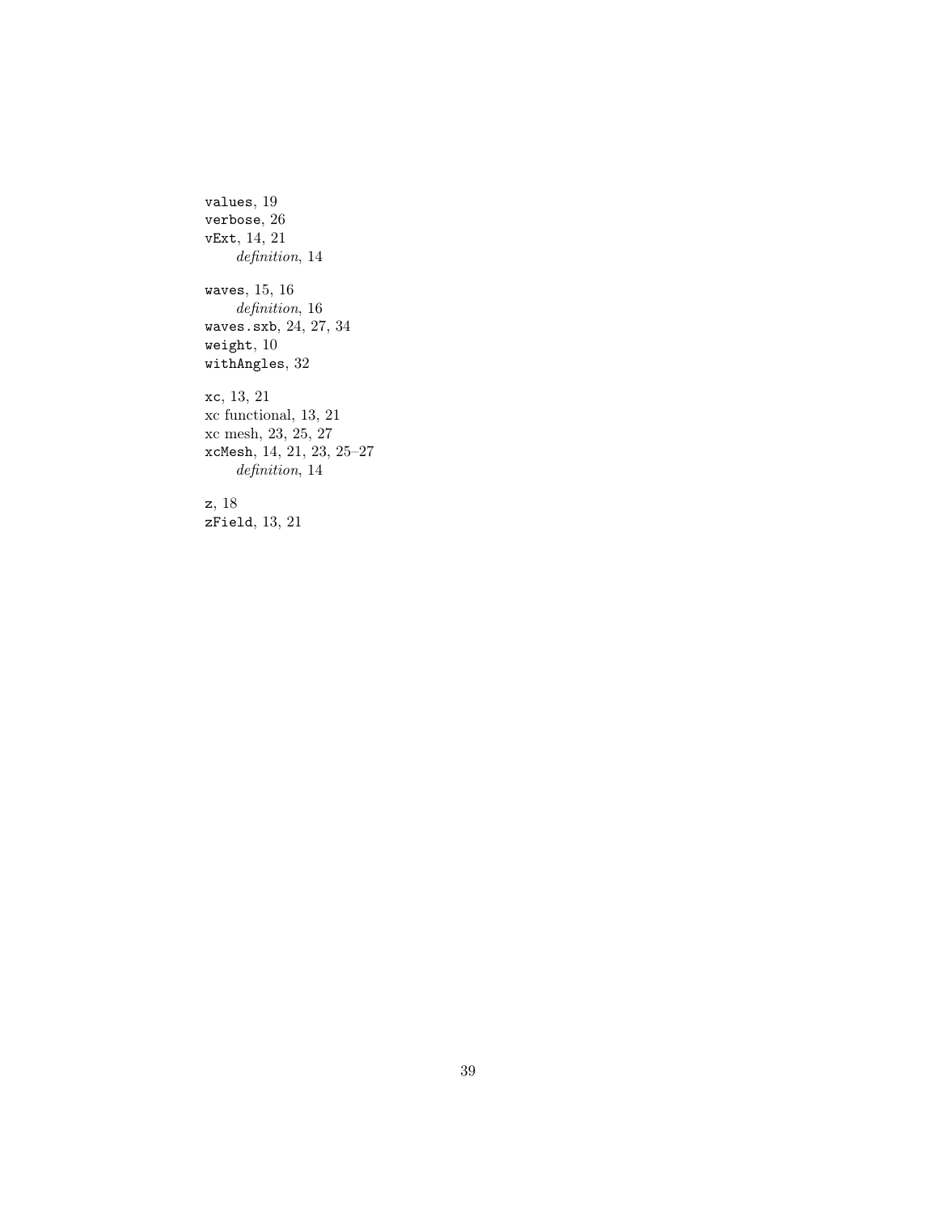`values`, 19
`verbose`, 26
`vExt`, 14, 21
    *definition*, 14

`waves`, 15, 16
    *definition*, 16
`waves.sxb`, 24, 27, 34
`weight`, 10
`withAngles`, 32

`xc`, 13, 21
xc functional, 13, 21
xc mesh, 23, 25, 27
`xcMesh`, 14, 21, 23, 25–27
    *definition*, 14

`z`, 18
`zField`, 13, 21